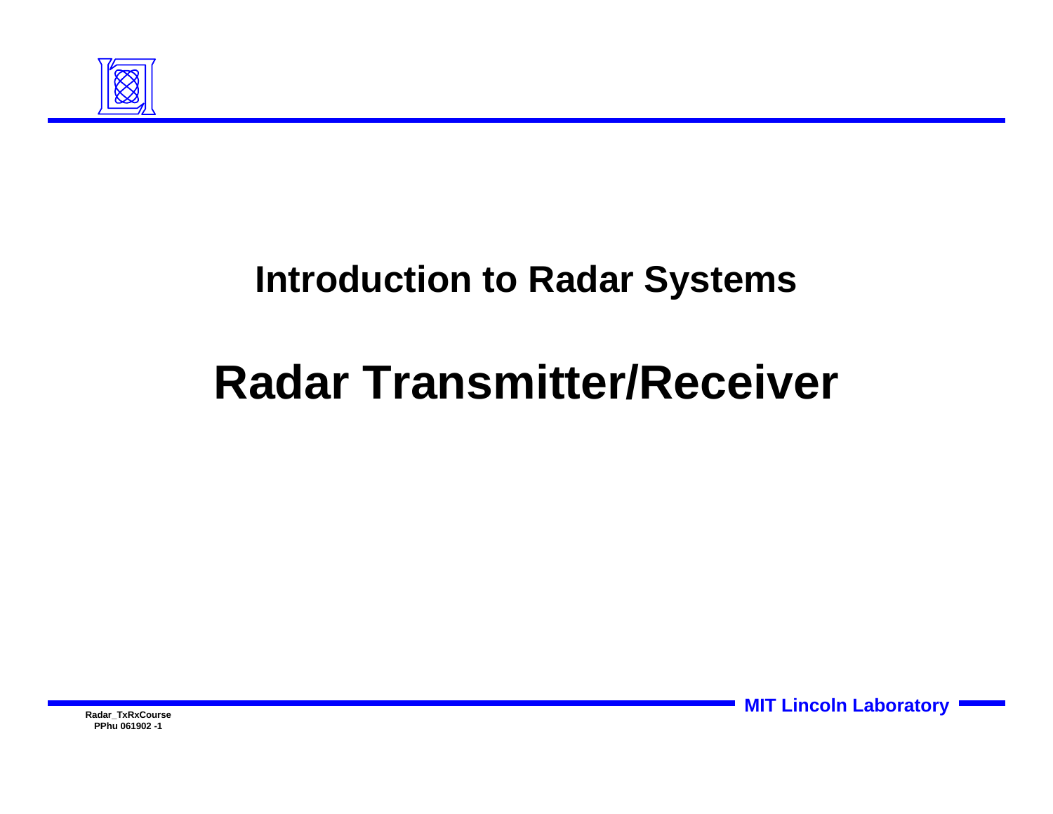## Introduction to Radar Systems

# Radar Transmitter/Receiver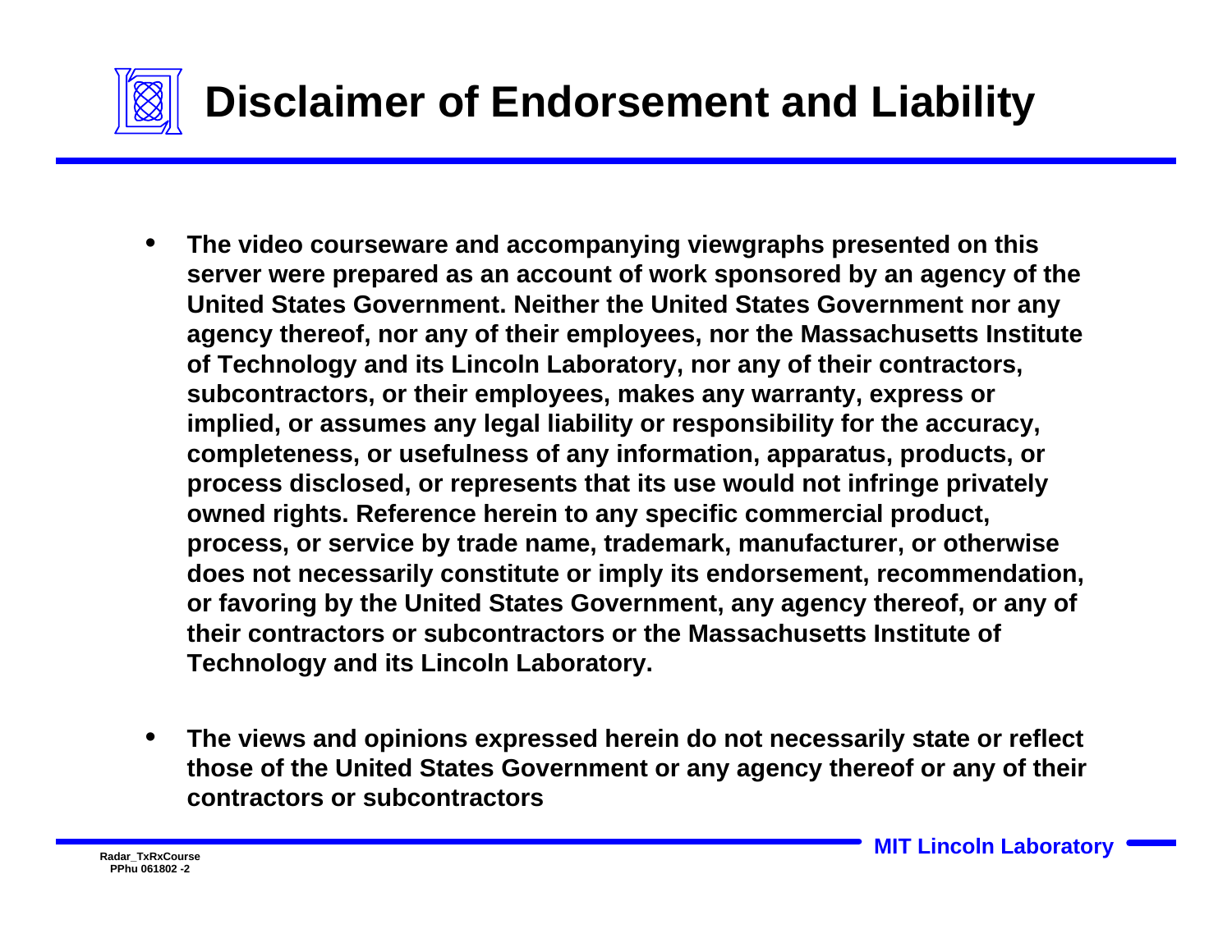# Disclaimer of Endorsement and Liability

- **The video courseware and accompanying viewgraphs presented on this server were prepared as an account of work sponsored by an agency of the United States Government. Neither the United States Government nor any agency thereof, nor any of their employees, nor the Massachusetts Institute of Technology and its Lincoln Laboratory, nor any of their contractors, subcontractors, or their employees, makes any warranty, express or implied, or assumes any legal liability or responsibility for the accuracy, completeness, or usefulness of any information, apparatus, products, or process disclosed, or represents that its use would not infringe privately owned rights. Reference herein to any specific commercial product, process, or service by trade name, trademark, manufacturer, or otherwise does not necessarily constitute or imply its endorsement, recommendation, or favoring by the United States Government, any agency thereof, or any of their contractors or subcontractors or the Massachusetts Institute of Technology and its Lincoln Laboratory.**

- **The views and opinions expressed herein do not necessarily state or reflect those of the United States Government or any agency thereof or any of their contractors or subcontractors**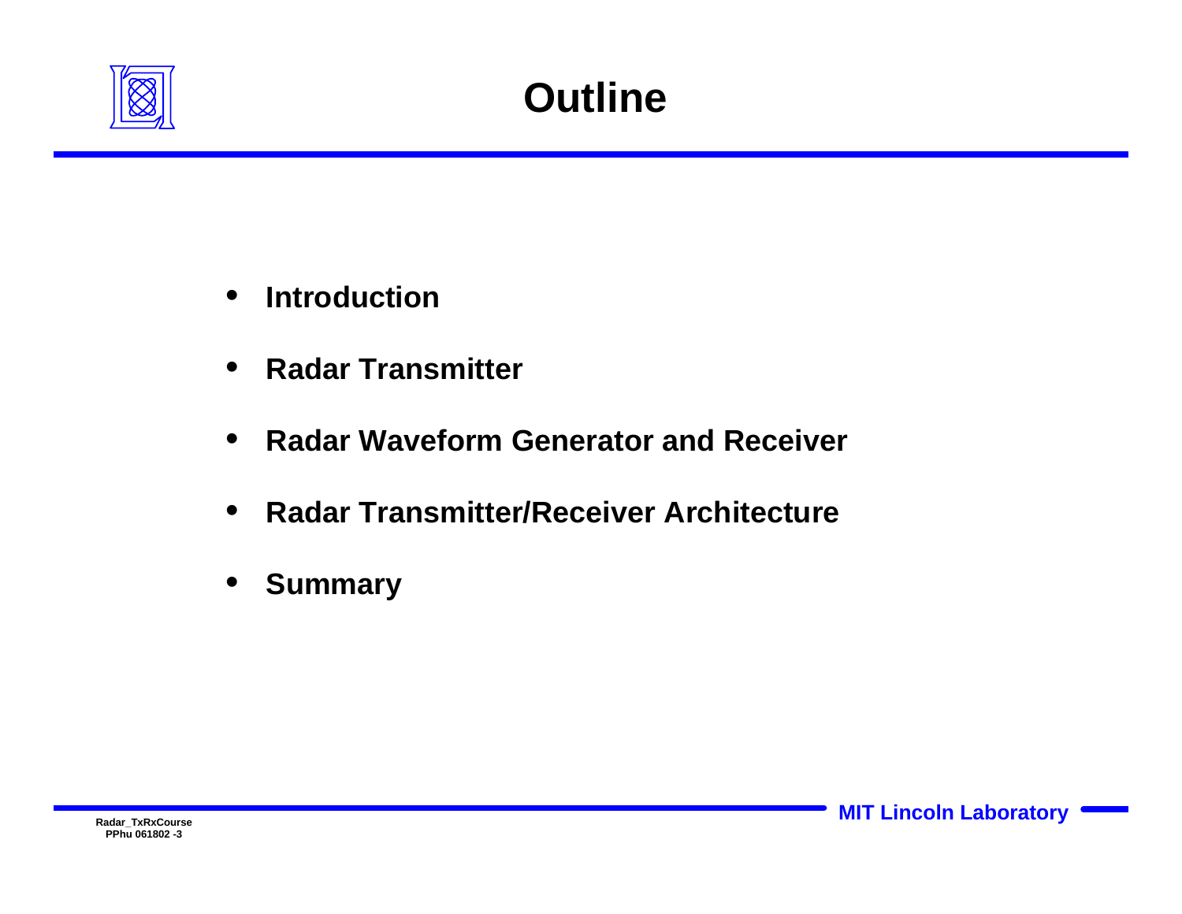# Outline

- **Introduction**
- **Radar Transmitter**
- **Radar Waveform Generator and Receiver**
- **Radar Transmitter/Receiver Architecture**
- **Summary**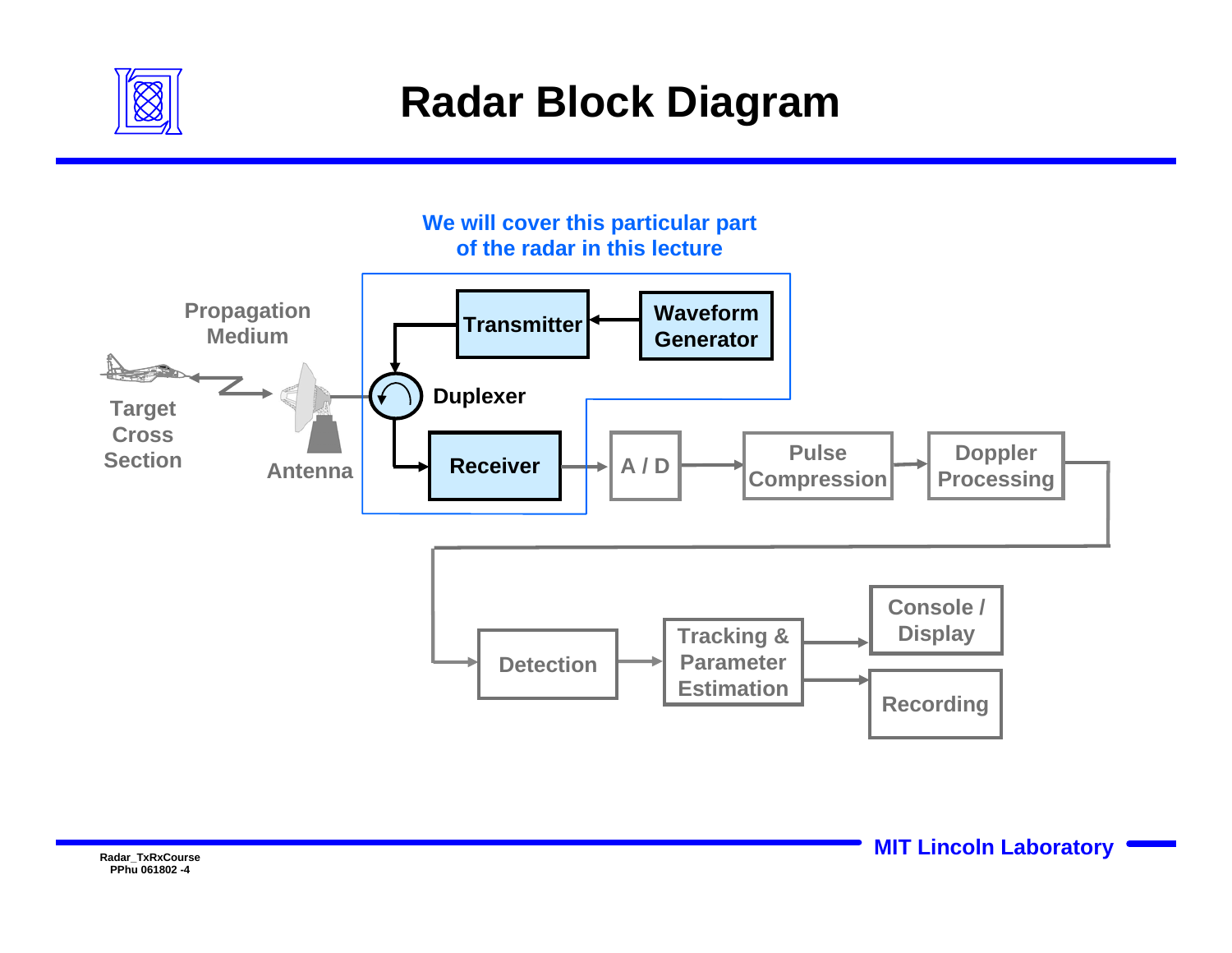# Radar Block Diagram

We will cover this particular part of the radar in this lecture

Propagation Medium

Transmitter

Waveform Generator

Duplexer

Target Cross Section

Antenna

Receiver

A / D

Pulse Compression

Doppler Processing

Detection

Tracking & Parameter Estimation

Console / Display

Recording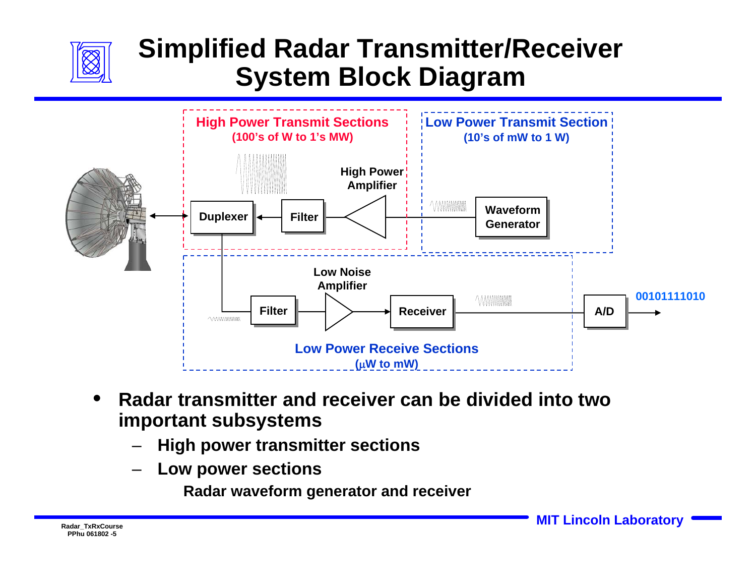# Simplified Radar Transmitter/Receiver System Block Diagram

High Power Transmit Sections (100's of W to 1's MW)

Low Power Transmit Section (10's of mW to 1 W)

Duplexer — Filter — High Power Amplifier — Waveform Generator

Filter — Low Noise Amplifier — Receiver — A/D → 00101111010

Low Power Receive Sections ($\mu$W to mW)

- **Radar transmitter and receiver can be divided into two important subsystems**
  - **High power transmitter sections**
  - **Low power sections**

    **Radar waveform generator and receiver**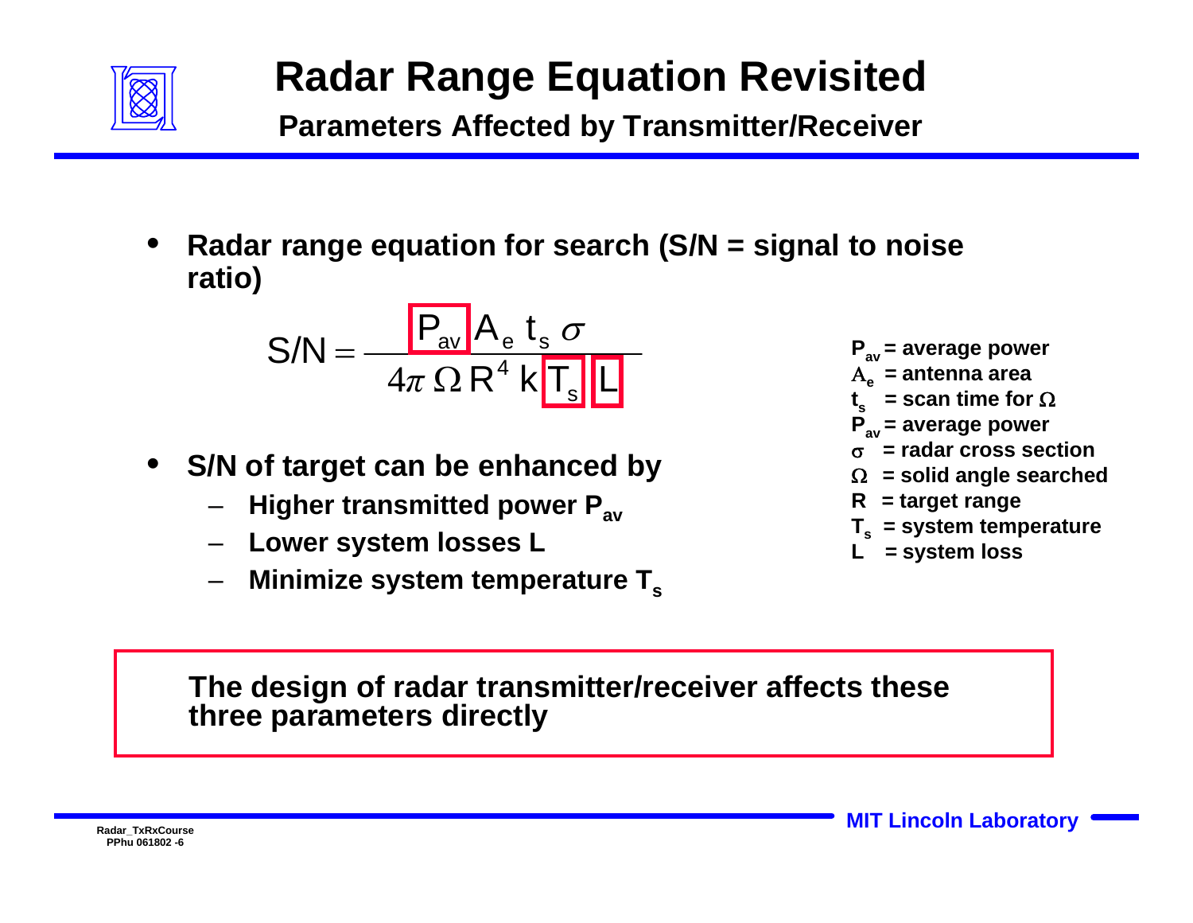# Radar Range Equation Revisited

## Parameters Affected by Transmitter/Receiver

- **Radar range equation for search (S/N = signal to noise ratio)**

$$S/N = \frac{\boxed{P_{av}}\, A_e\, t_s\, \sigma}{4\pi\, \Omega\, R^4\, k\, \boxed{T_s}\, \boxed{L}}$$

- $P_{av}$ = average power
- $A_e$ = antenna area
- $t_s$ = scan time for $\Omega$
- $P_{av}$ = average power
- $\sigma$ = radar cross section
- $\Omega$ = solid angle searched
- $R$ = target range
- $T_s$ = system temperature
- $L$ = system loss

- **S/N of target can be enhanced by**
  - **Higher transmitted power $P_{av}$**
  - **Lower system losses L**
  - **Minimize system temperature $T_s$**

**The design of radar transmitter/receiver affects these three parameters directly**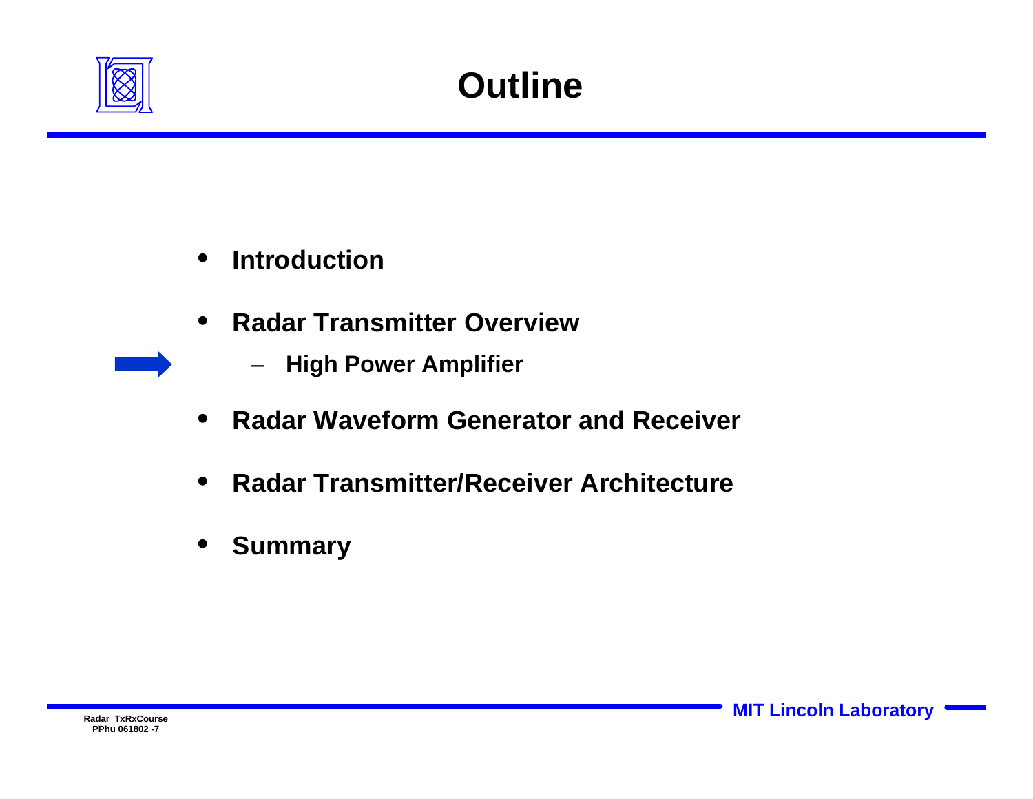# Outline

- **Introduction**
- **Radar Transmitter Overview**
  - **High Power Amplifier**
- **Radar Waveform Generator and Receiver**
- **Radar Transmitter/Receiver Architecture**
- **Summary**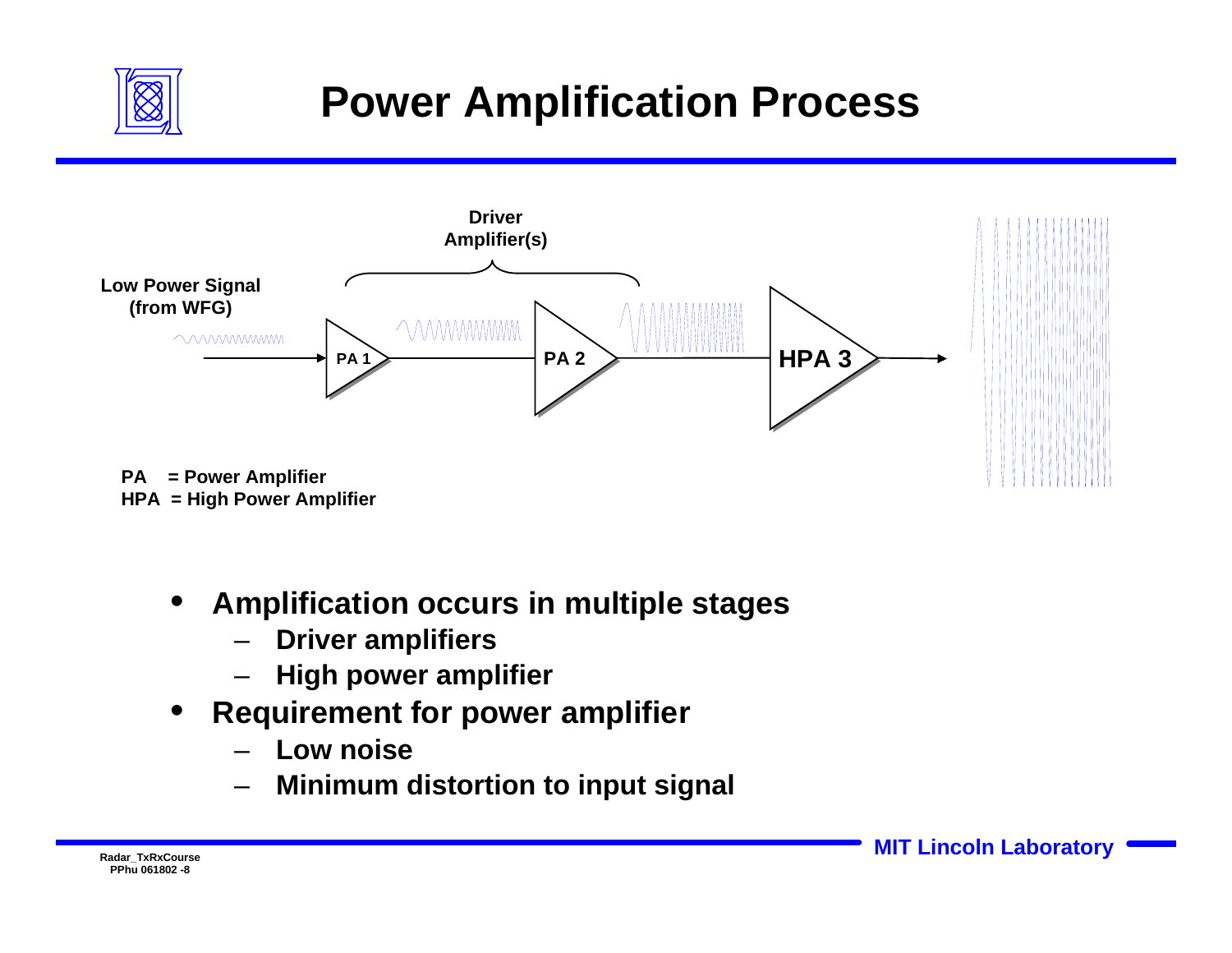# Power Amplification Process

Driver Amplifier(s)

Low Power Signal (from WFG)

PA 1

PA 2

HPA 3

PA = Power Amplifier
HPA = High Power Amplifier

- Amplification occurs in multiple stages
  - Driver amplifiers
  - High power amplifier
- Requirement for power amplifier
  - Low noise
  - Minimum distortion to input signal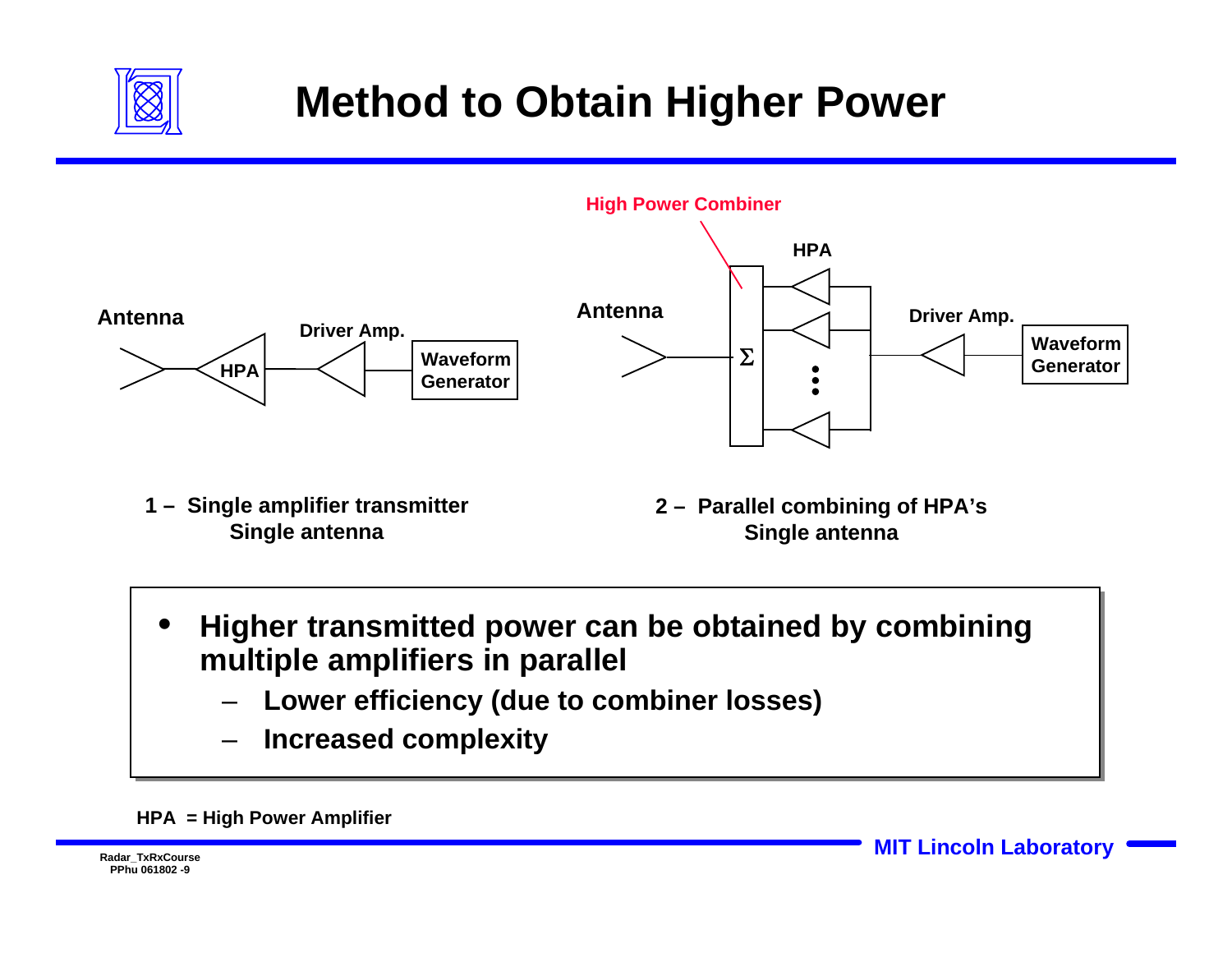# Method to Obtain Higher Power

Antenna — HPA — Driver Amp. — Waveform Generator

**1 – Single amplifier transmitter**
**Single antenna**

High Power Combiner

Antenna — Σ — HPA — Driver Amp. — Waveform Generator

**2 – Parallel combining of HPA's**
**Single antenna**

- **Higher transmitted power can be obtained by combining multiple amplifiers in parallel**
  - **Lower efficiency (due to combiner losses)**
  - **Increased complexity**

**HPA = High Power Amplifier**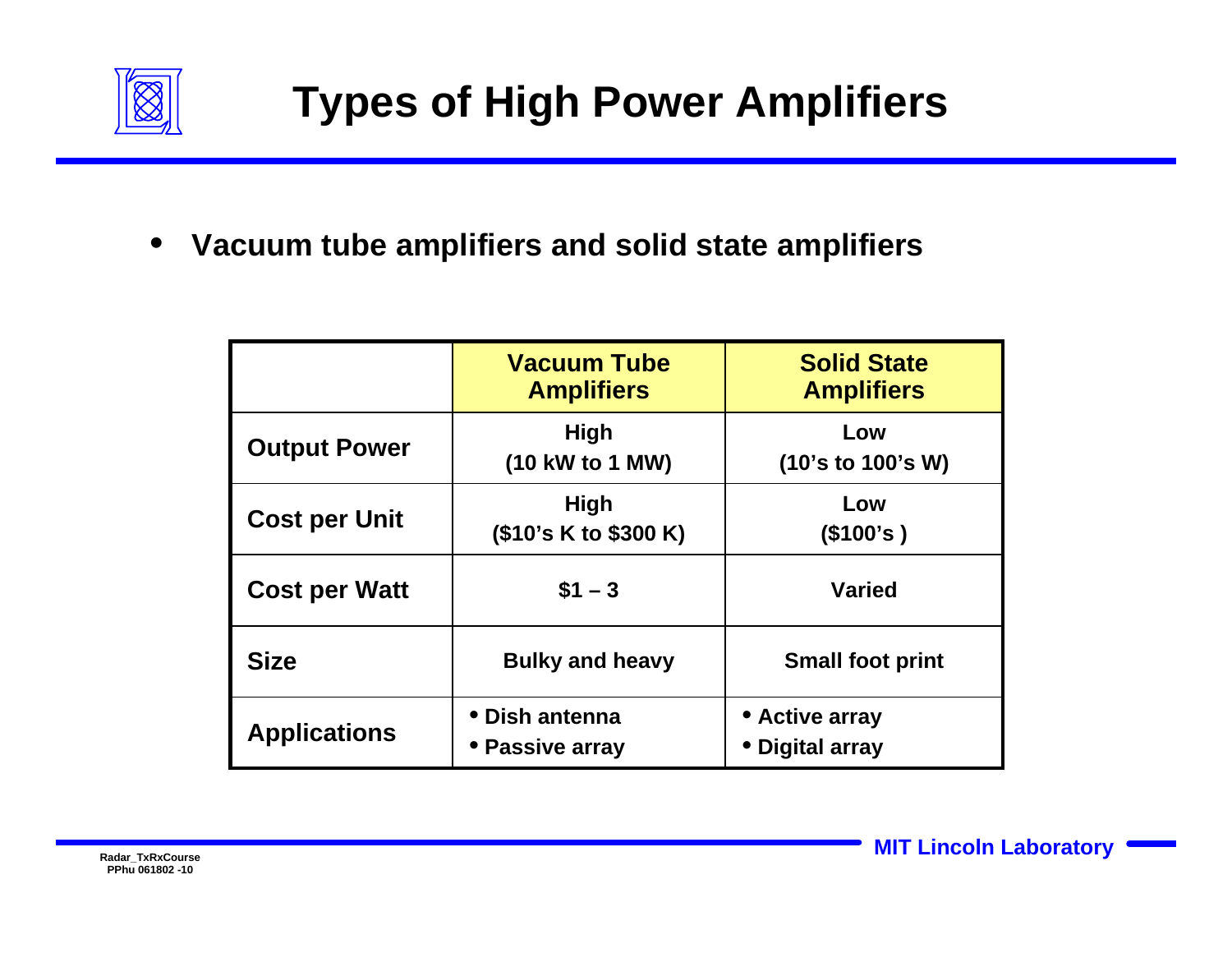# Types of High Power Amplifiers

- **Vacuum tube amplifiers and solid state amplifiers**

| | Vacuum Tube Amplifiers | Solid State Amplifiers |
|---|---|---|
| **Output Power** | High (10 kW to 1 MW) | Low (10's to 100's W) |
| **Cost per Unit** | High ($10's K to $300 K) | Low ($100's ) |
| **Cost per Watt** | $1 – 3 | Varied |
| **Size** | Bulky and heavy | Small foot print |
| **Applications** | • Dish antenna<br>• Passive array | • Active array<br>• Digital array |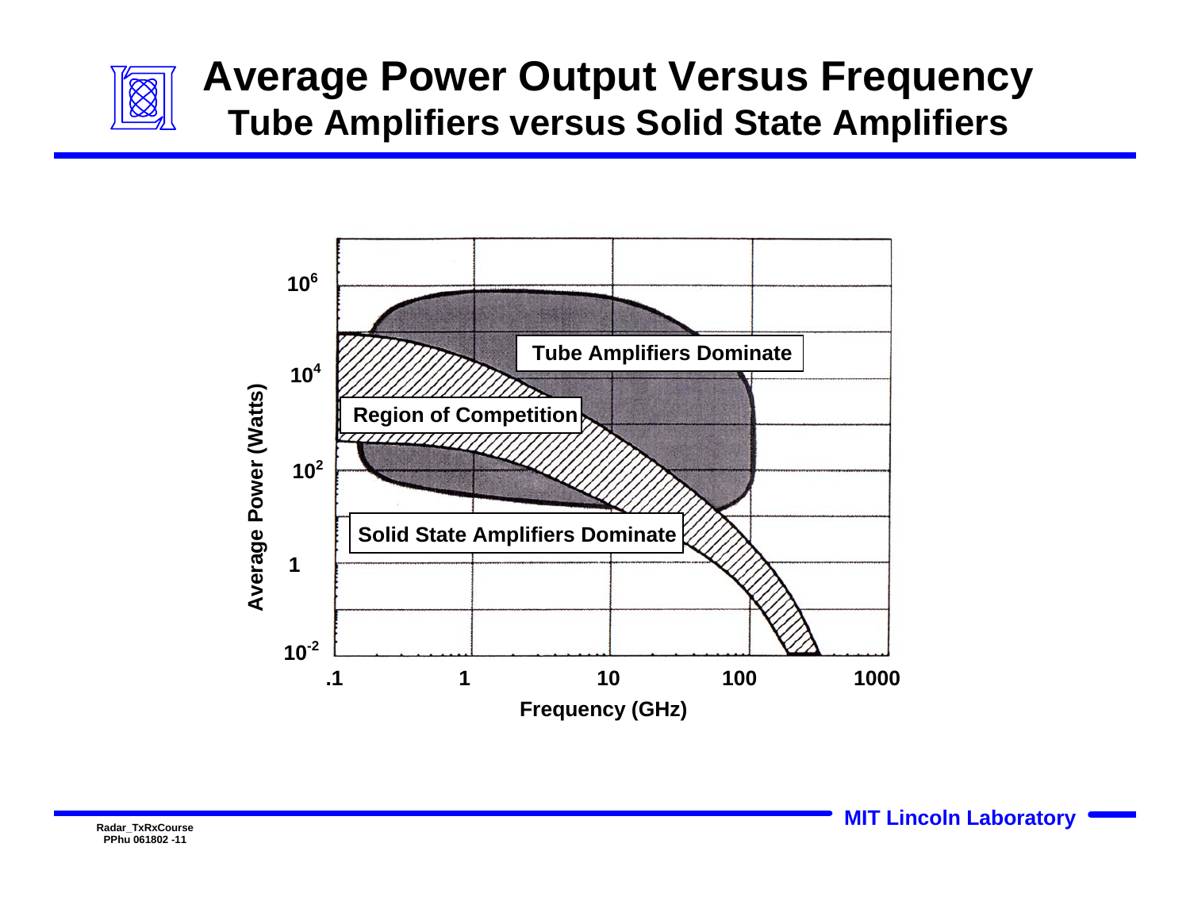# Average Power Output Versus Frequency

## Tube Amplifiers versus Solid State Amplifiers

Tube Amplifiers Dominate

Region of Competition

Solid State Amplifiers Dominate

Average Power (Watts)

$10^6$

$10^4$

$10^2$

1

$10^{-2}$

.1 1 10 100 1000

Frequency (GHz)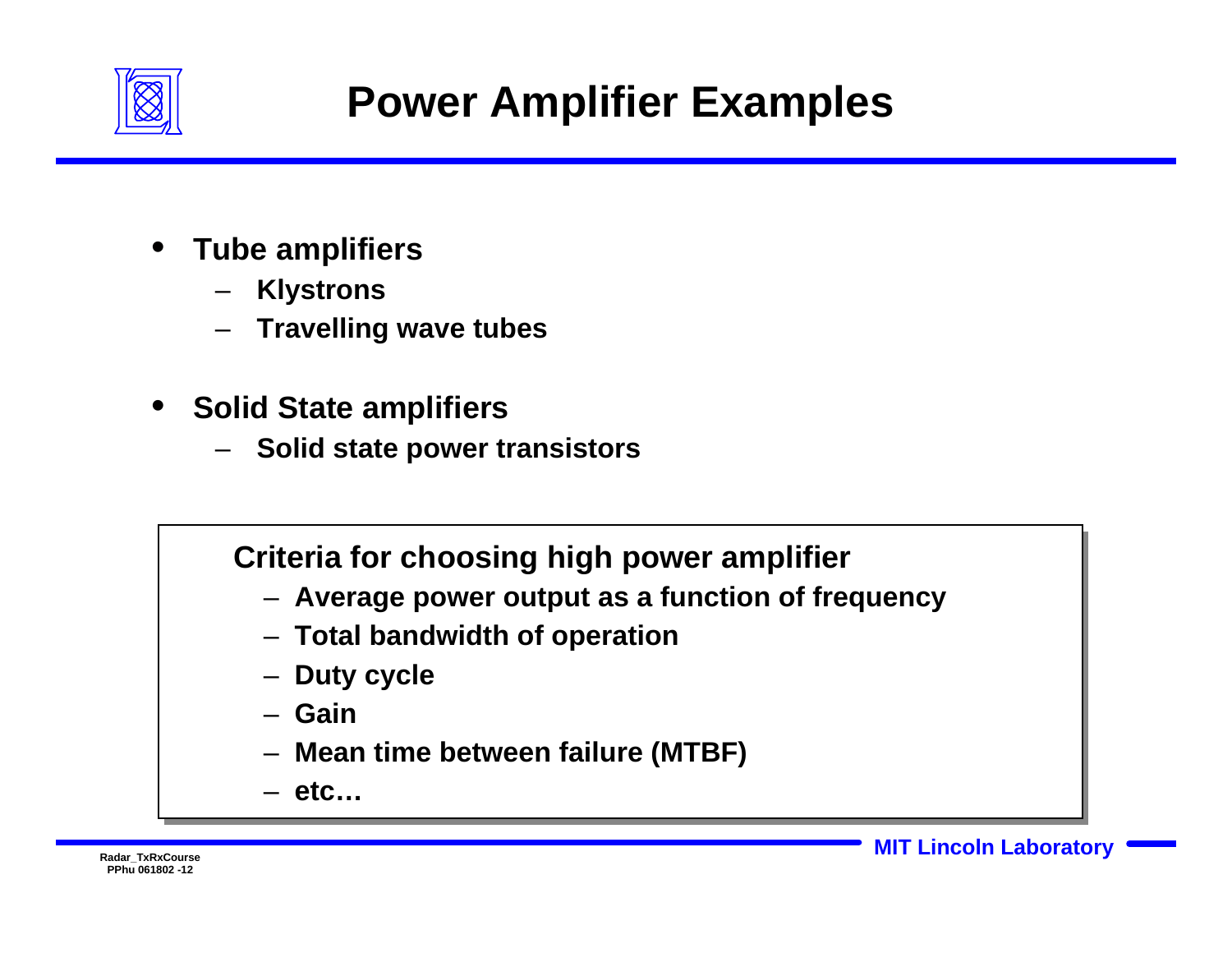# Power Amplifier Examples

- **Tube amplifiers**
  - **Klystrons**
  - **Travelling wave tubes**

- **Solid State amplifiers**
  - **Solid state power transistors**

**Criteria for choosing high power amplifier**

- **Average power output as a function of frequency**
- **Total bandwidth of operation**
- **Duty cycle**
- **Gain**
- **Mean time between failure (MTBF)**
- **etc…**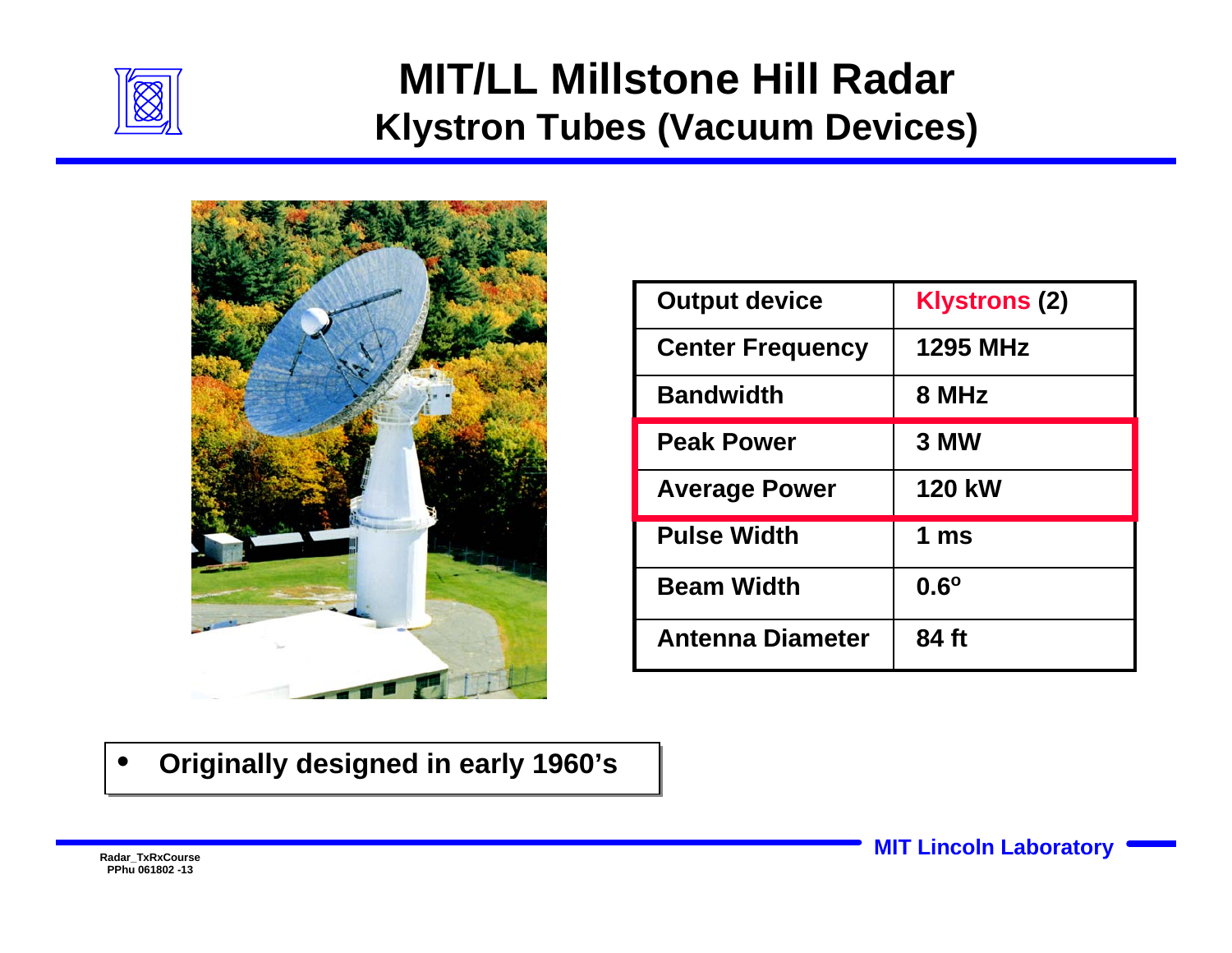# MIT/LL Millstone Hill Radar

## Klystron Tubes (Vacuum Devices)

| Output device | Klystrons (2) |
|---|---|
| Center Frequency | 1295 MHz |
| Bandwidth | 8 MHz |
| Peak Power | 3 MW |
| Average Power | 120 kW |
| Pulse Width | 1 ms |
| Beam Width | $0.6^o$ |
| Antenna Diameter | 84 ft |

- **Originally designed in early 1960's**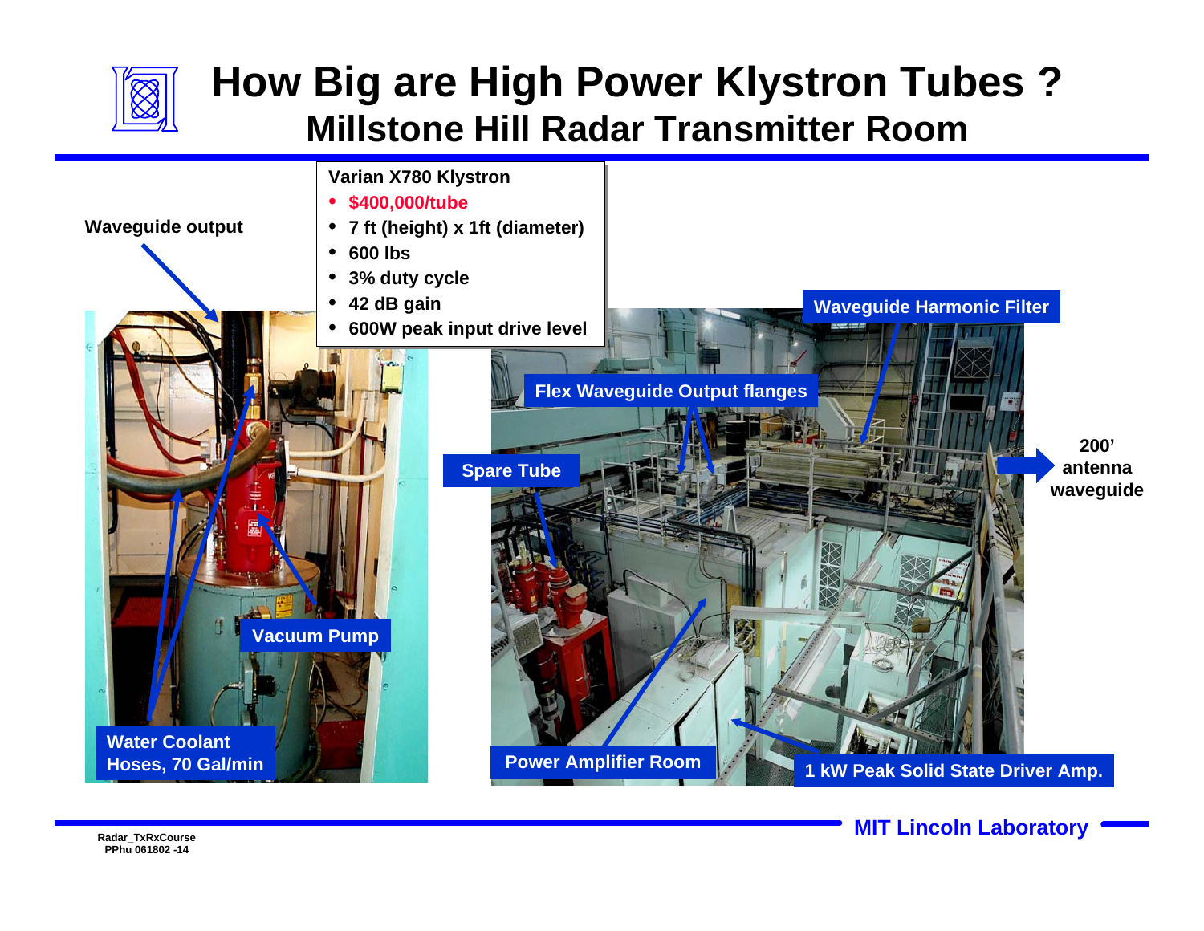# How Big are High Power Klystron Tubes ?
## Millstone Hill Radar Transmitter Room

**Varian X780 Klystron**

- $400,000/tube
- 7 ft (height) x 1ft (diameter)
- 600 lbs
- 3% duty cycle
- 42 dB gain
- 600W peak input drive level

Waveguide output

Vacuum Pump

Water Coolant Hoses, 70 Gal/min

Waveguide Harmonic Filter

Flex Waveguide Output flanges

Spare Tube

200' antenna waveguide

Power Amplifier Room

1 kW Peak Solid State Driver Amp.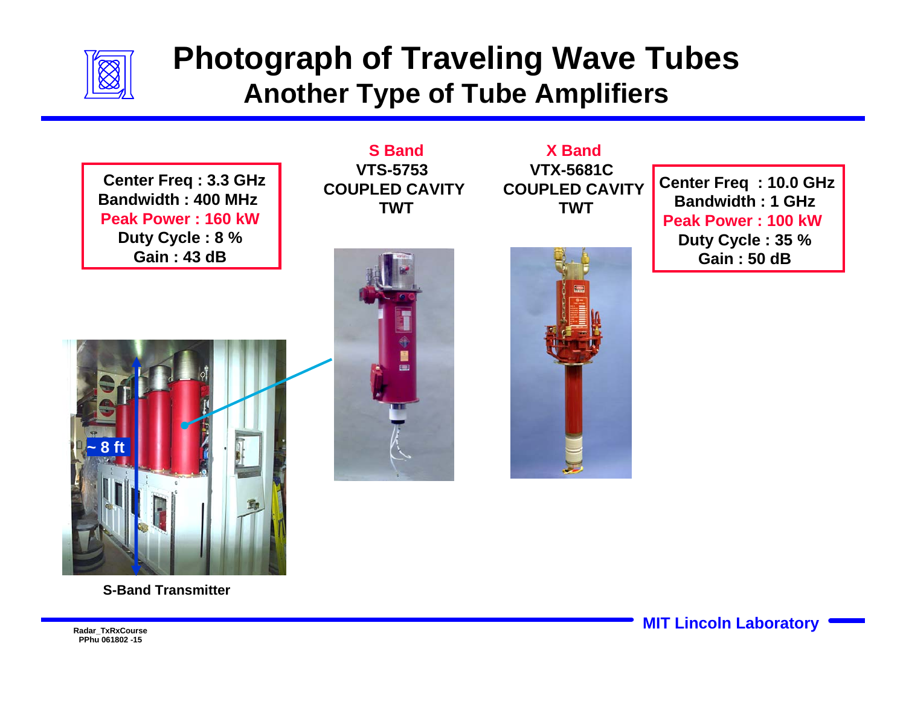# Photograph of Traveling Wave Tubes

## Another Type of Tube Amplifiers

**S Band**
**VTS-5753**
**COUPLED CAVITY TWT**

Center Freq : 3.3 GHz
Bandwidth : 400 MHz
Peak Power : 160 kW
Duty Cycle : 8 %
Gain : 43 dB

**X Band**
**VTX-5681C**
**COUPLED CAVITY TWT**

Center Freq : 10.0 GHz
Bandwidth : 1 GHz
Peak Power : 100 kW
Duty Cycle : 35 %
Gain : 50 dB

~ 8 ft

S-Band Transmitter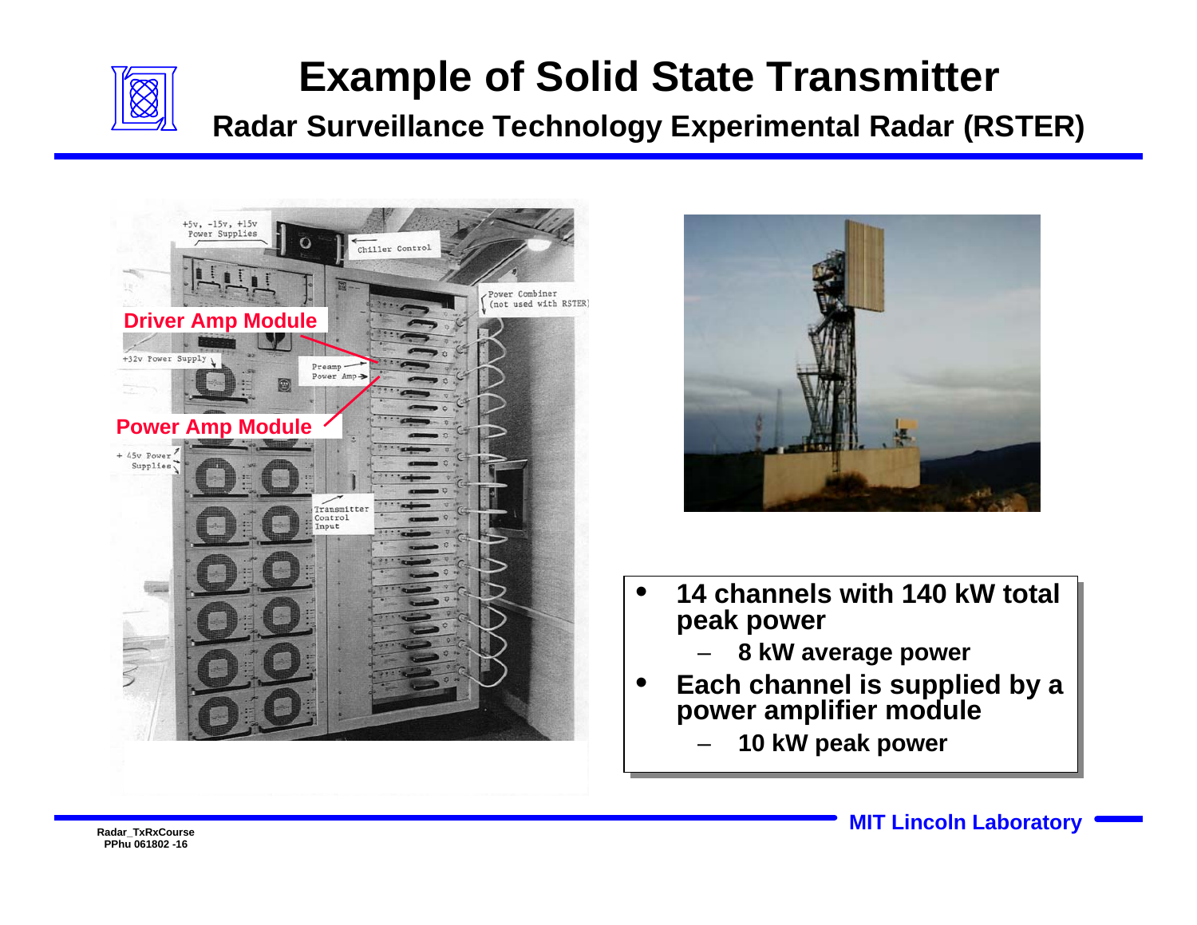# Example of Solid State Transmitter

## Radar Surveillance Technology Experimental Radar (RSTER)

Driver Amp Module

Power Amp Module

+5v, -15v, +15v Power Supplies

Chiller Control

Power Combiner (not used with RSTER)

+32v Power Supply

Preamp

Power Amp

+ 45v Power Supplies

Transmitter Control Input

- **14 channels with 140 kW total peak power**
  - **8 kW average power**
- **Each channel is supplied by a power amplifier module**
  - **10 kW peak power**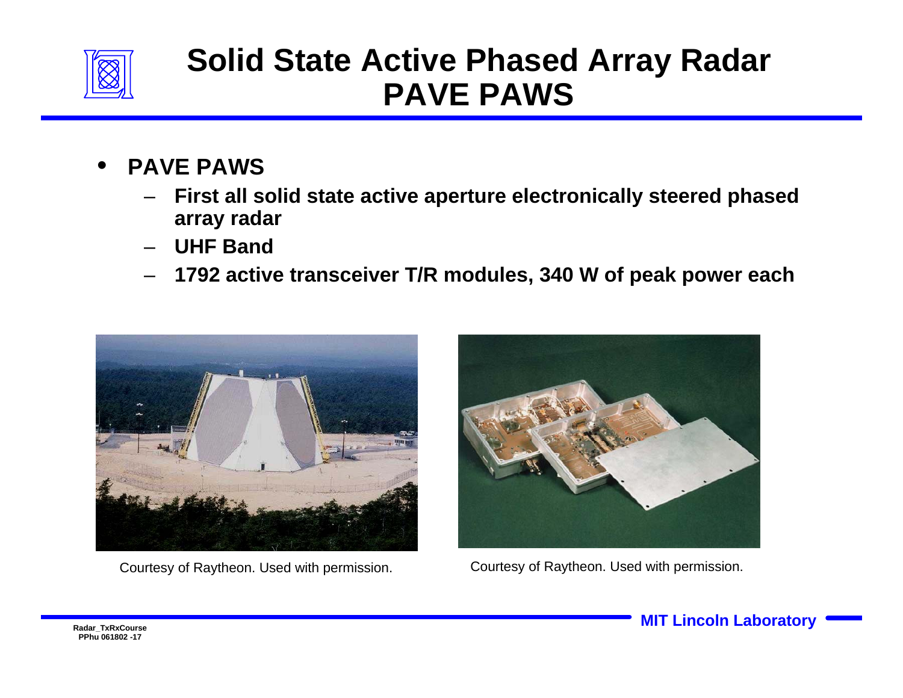# Solid State Active Phased Array Radar PAVE PAWS

- **PAVE PAWS**
  - **First all solid state active aperture electronically steered phased array radar**
  - **UHF Band**
  - **1792 active transceiver T/R modules, 340 W of peak power each**

Courtesy of Raytheon. Used with permission.

Courtesy of Raytheon. Used with permission.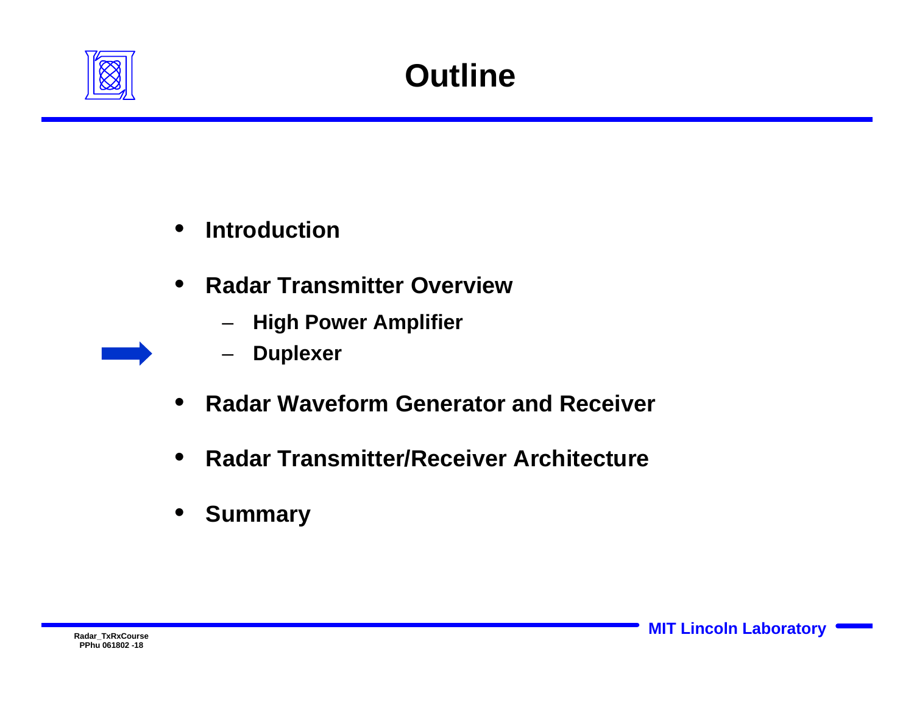# Outline

- **Introduction**
- **Radar Transmitter Overview**
  - **High Power Amplifier**
  - **Duplexer**
- **Radar Waveform Generator and Receiver**
- **Radar Transmitter/Receiver Architecture**
- **Summary**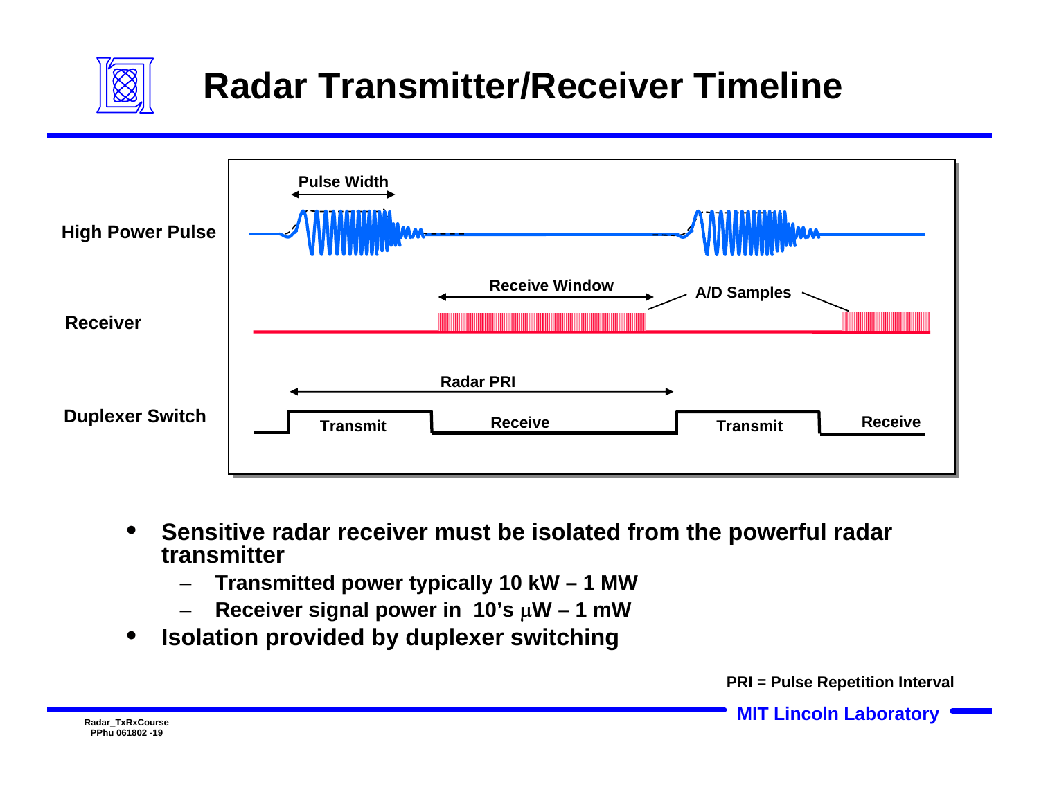# Radar Transmitter/Receiver Timeline

High Power Pulse

Pulse Width

Receiver

Receive Window

A/D Samples

Duplexer Switch

Radar PRI

Transmit | Receive | Transmit | Receive

- **Sensitive radar receiver must be isolated from the powerful radar transmitter**
  - **Transmitted power typically 10 kW – 1 MW**
  - **Receiver signal power in 10's μW – 1 mW**
- **Isolation provided by duplexer switching**

**PRI = Pulse Repetition Interval**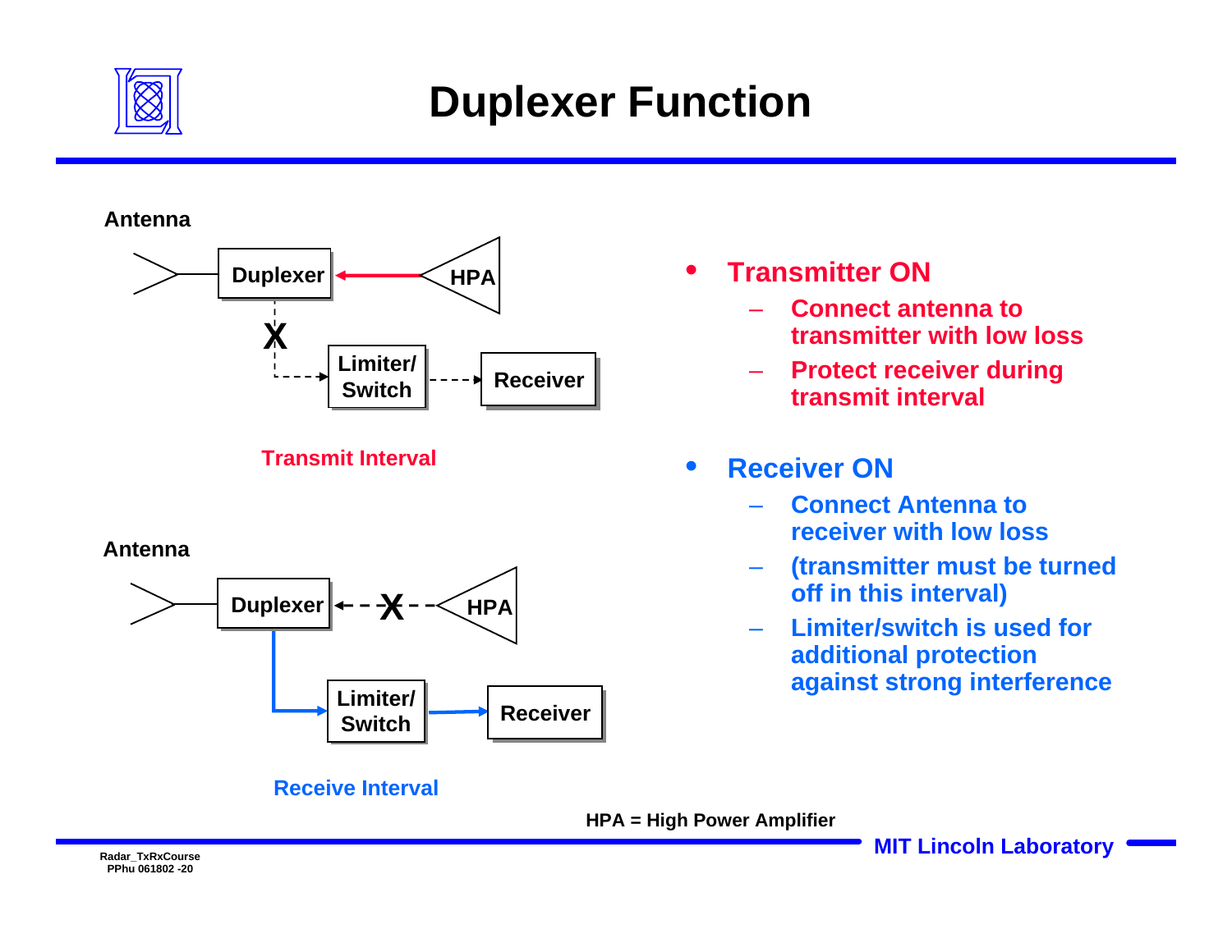# Duplexer Function

Antenna

Duplexer — HPA

Limiter/ Switch — Receiver

Transmit Interval

Antenna

Duplexer — HPA

Limiter/ Switch — Receiver

Receive Interval

- **Transmitter ON**
  - Connect antenna to transmitter with low loss
  - Protect receiver during transmit interval
- **Receiver ON**
  - Connect Antenna to receiver with low loss
  - (transmitter must be turned off in this interval)
  - Limiter/switch is used for additional protection against strong interference

HPA = High Power Amplifier

Radar_TxRxCourse
PPhu 061802 -20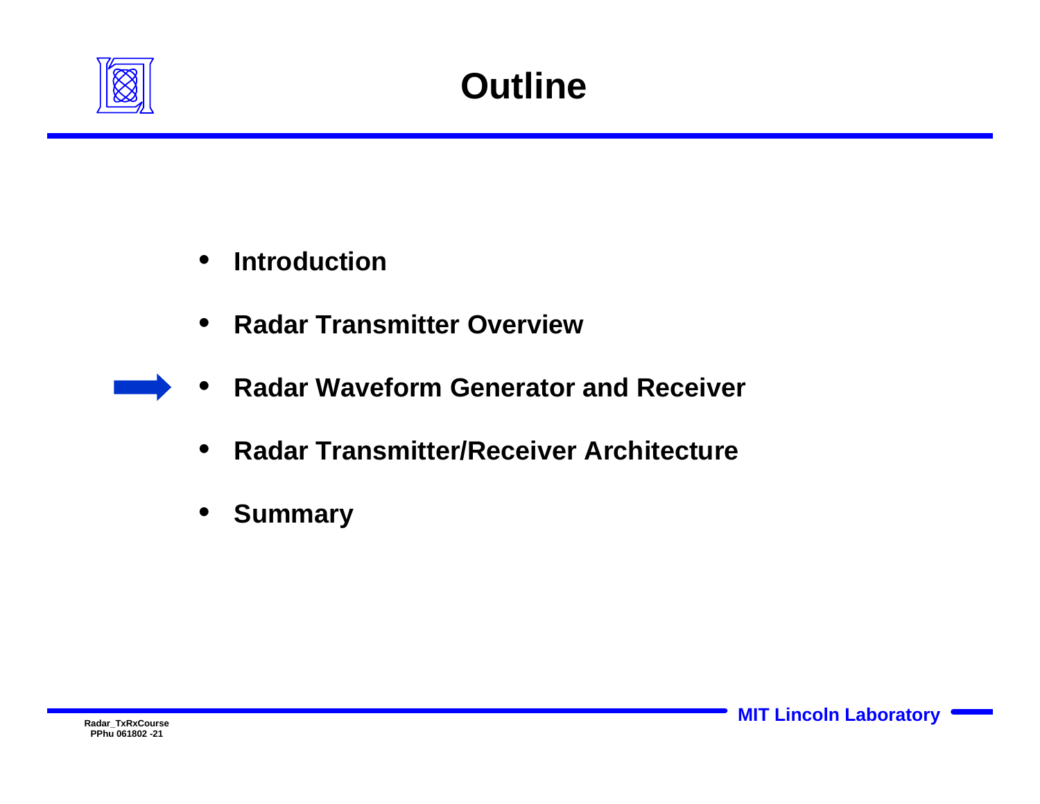# Outline

- Introduction
- Radar Transmitter Overview
- Radar Waveform Generator and Receiver
- Radar Transmitter/Receiver Architecture
- Summary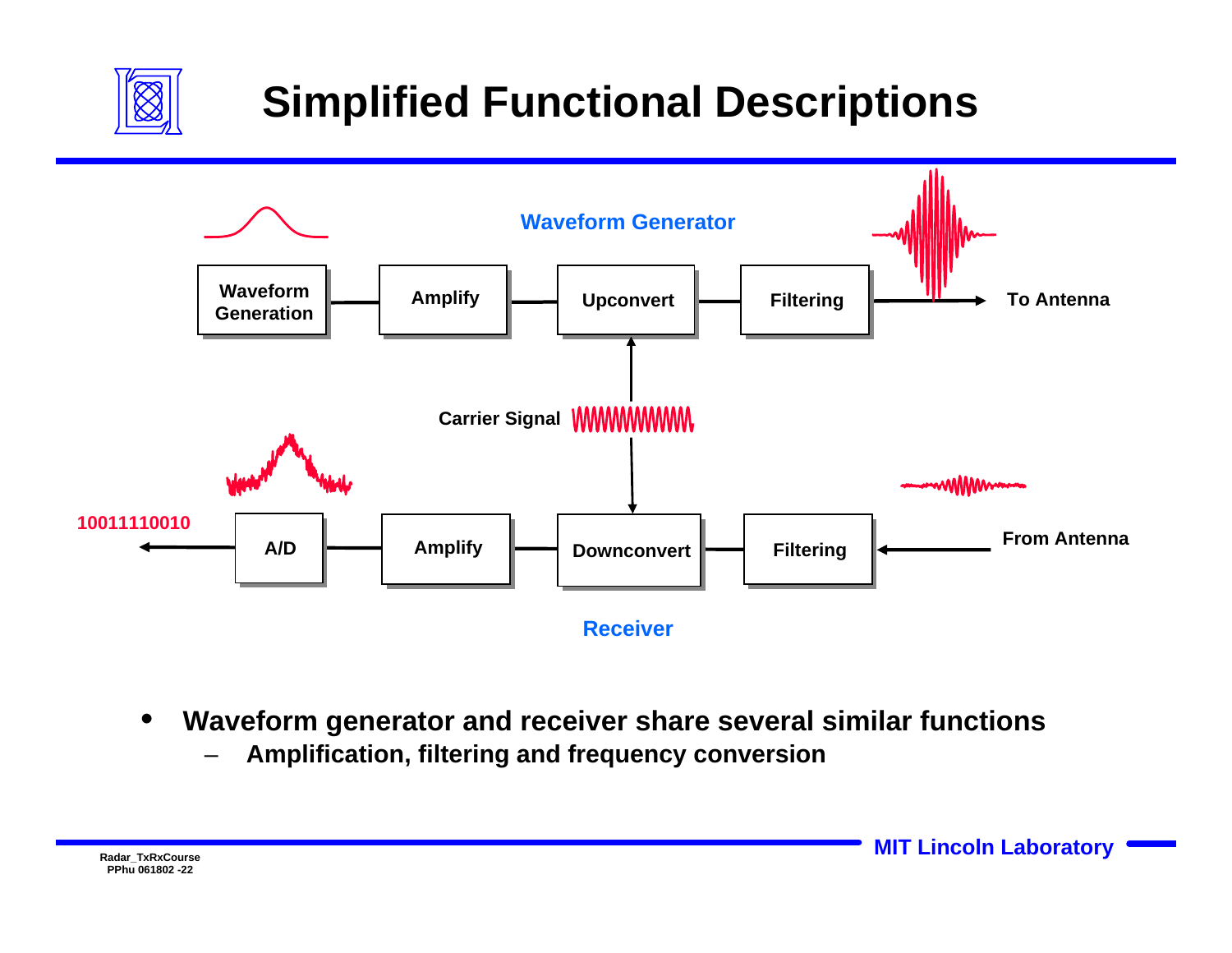# Simplified Functional Descriptions

**Waveform Generator**

Waveform Generation → Amplify → Upconvert → Filtering → To Antenna

Carrier Signal

10011110010 ← A/D ← Amplify ← Downconvert ← Filtering ← From Antenna

**Receiver**

- **Waveform generator and receiver share several similar functions**
  - **Amplification, filtering and frequency conversion**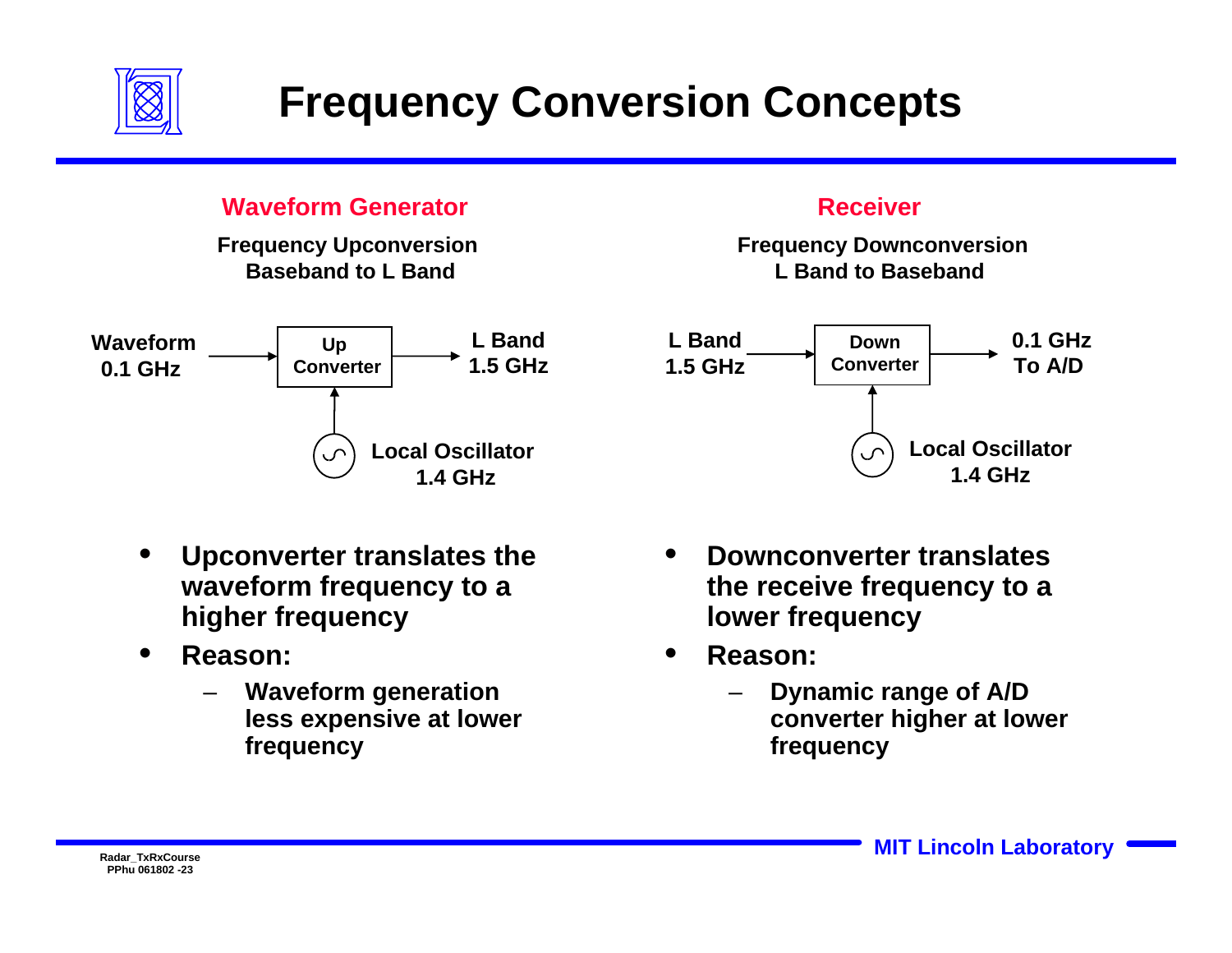# Frequency Conversion Concepts

## Waveform Generator

**Frequency Upconversion**
**Baseband to L Band**

Waveform 0.1 GHz → Up Converter → L Band 1.5 GHz

Local Oscillator 1.4 GHz

- Upconverter translates the waveform frequency to a higher frequency
- Reason:
  - Waveform generation less expensive at lower frequency

## Receiver

**Frequency Downconversion**
**L Band to Baseband**

L Band 1.5 GHz → Down Converter → 0.1 GHz To A/D

Local Oscillator 1.4 GHz

- Downconverter translates the receive frequency to a lower frequency
- Reason:
  - Dynamic range of A/D converter higher at lower frequency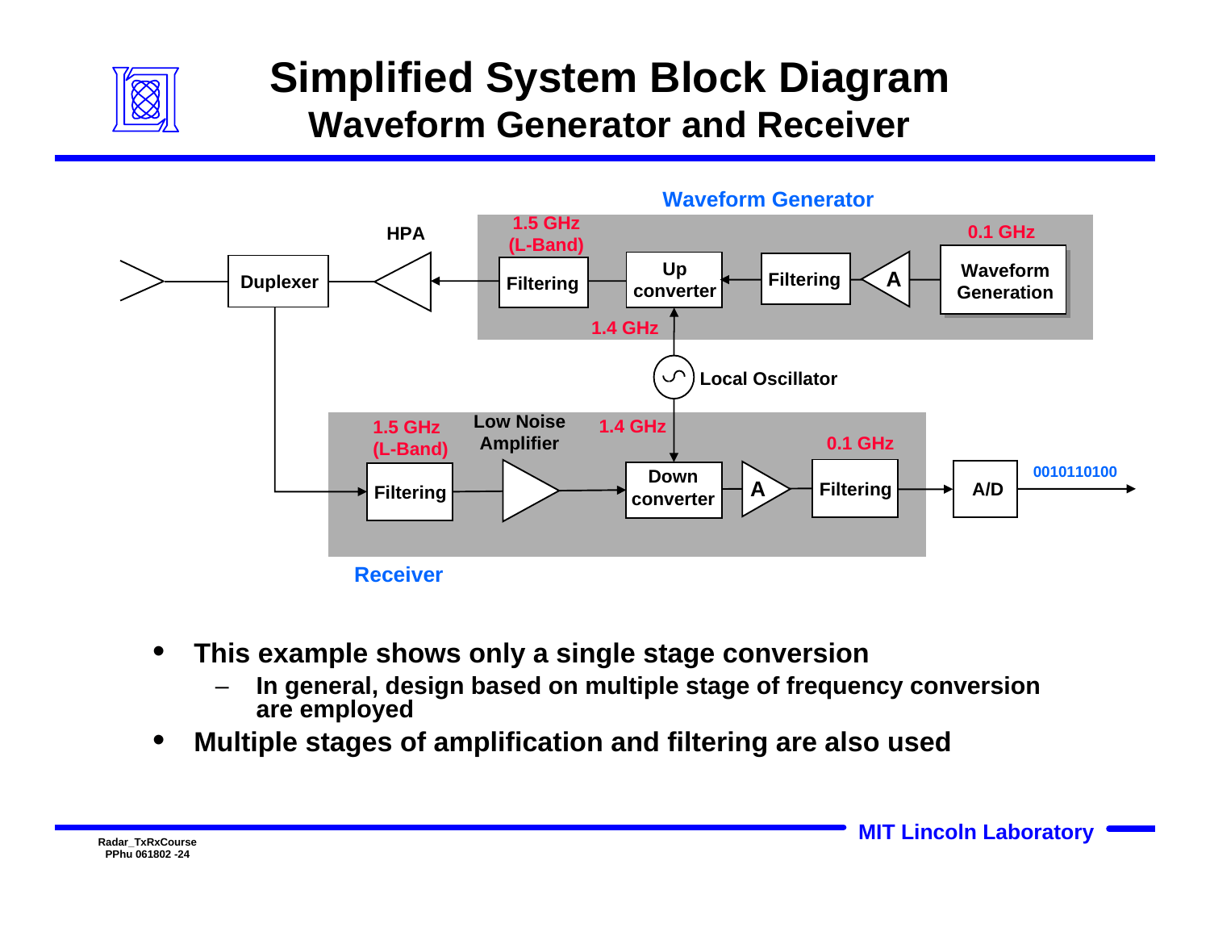# Simplified System Block Diagram
## Waveform Generator and Receiver

Waveform Generator

HPA

1.5 GHz (L-Band)

0.1 GHz

Duplexer

Filtering

Up converter

Filtering

A

Waveform Generation

1.4 GHz

Local Oscillator

1.5 GHz (L-Band)

Low Noise Amplifier

1.4 GHz

0.1 GHz

Filtering

Down converter

A

Filtering

A/D

0010110100

Receiver

- This example shows only a single stage conversion
  - In general, design based on multiple stage of frequency conversion are employed
- Multiple stages of amplification and filtering are also used

Radar_TxRxCourse
PPhu 061802 -24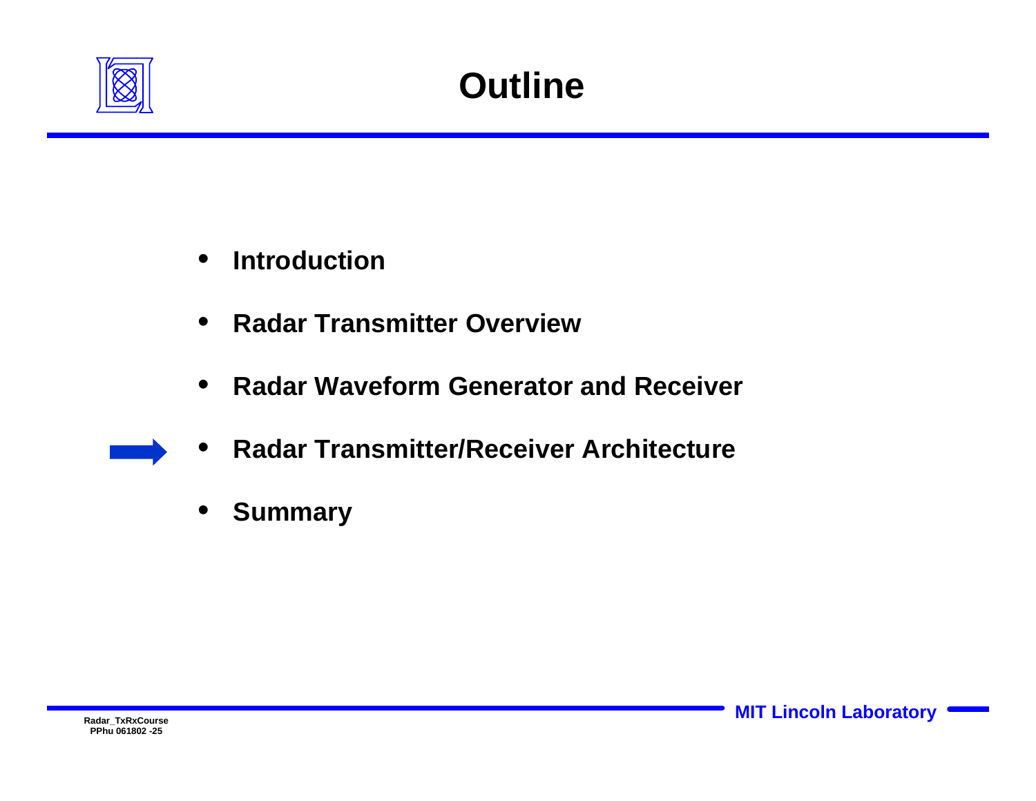# Outline

- Introduction
- Radar Transmitter Overview
- Radar Waveform Generator and Receiver
- Radar Transmitter/Receiver Architecture
- Summary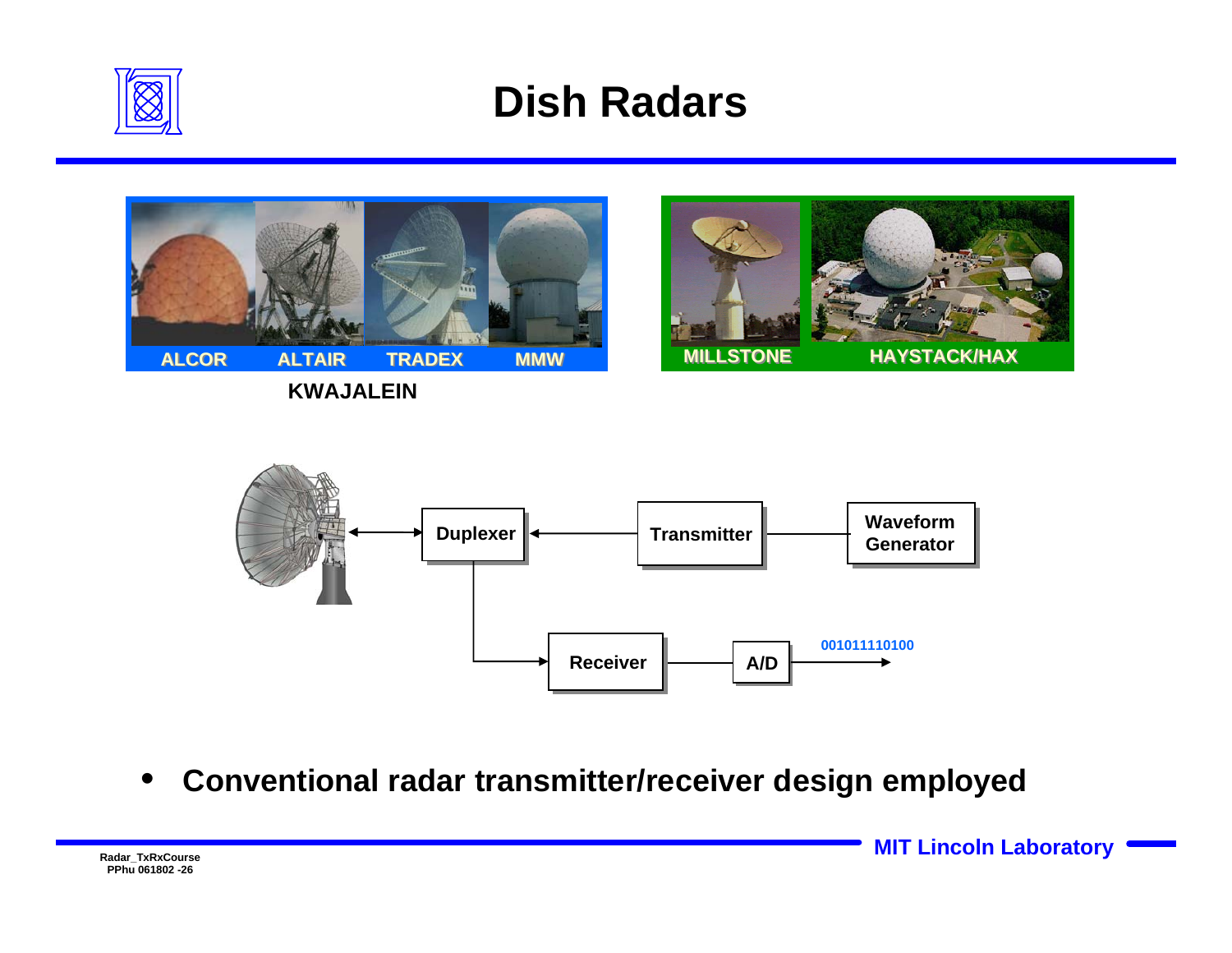# Dish Radars

ALCOR ALTAIR TRADEX MMW

KWAJALEIN

MILLSTONE HAYSTACK/HAX

Duplexer

Transmitter

Waveform Generator

Receiver

A/D

001011110100

- **Conventional radar transmitter/receiver design employed**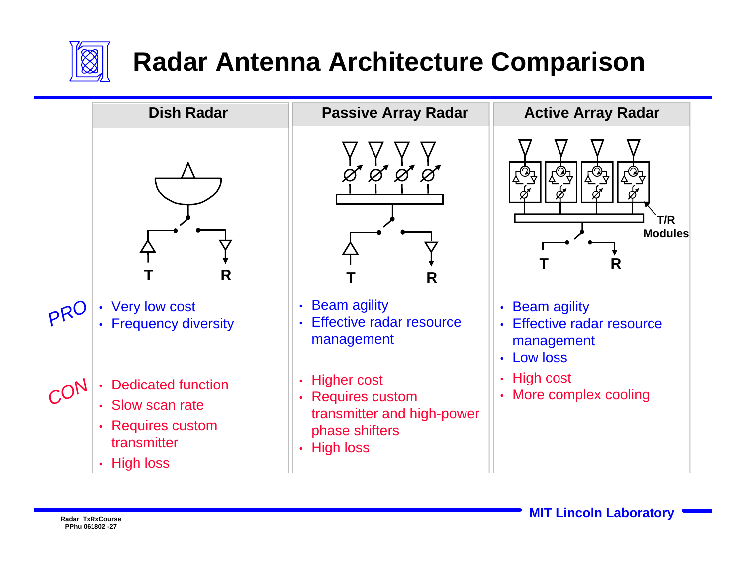# Radar Antenna Architecture Comparison

| | Dish Radar | Passive Array Radar | Active Array Radar |
|---|---|---|---|
| PRO | • Very low cost<br>• Frequency diversity | • Beam agility<br>• Effective radar resource management | • Beam agility<br>• Effective radar resource management<br>• Low loss |
| CON | • Dedicated function<br>• Slow scan rate<br>• Requires custom transmitter<br>• High loss | • Higher cost<br>• Requires custom transmitter and high-power phase shifters<br>• High loss | • High cost<br>• More complex cooling |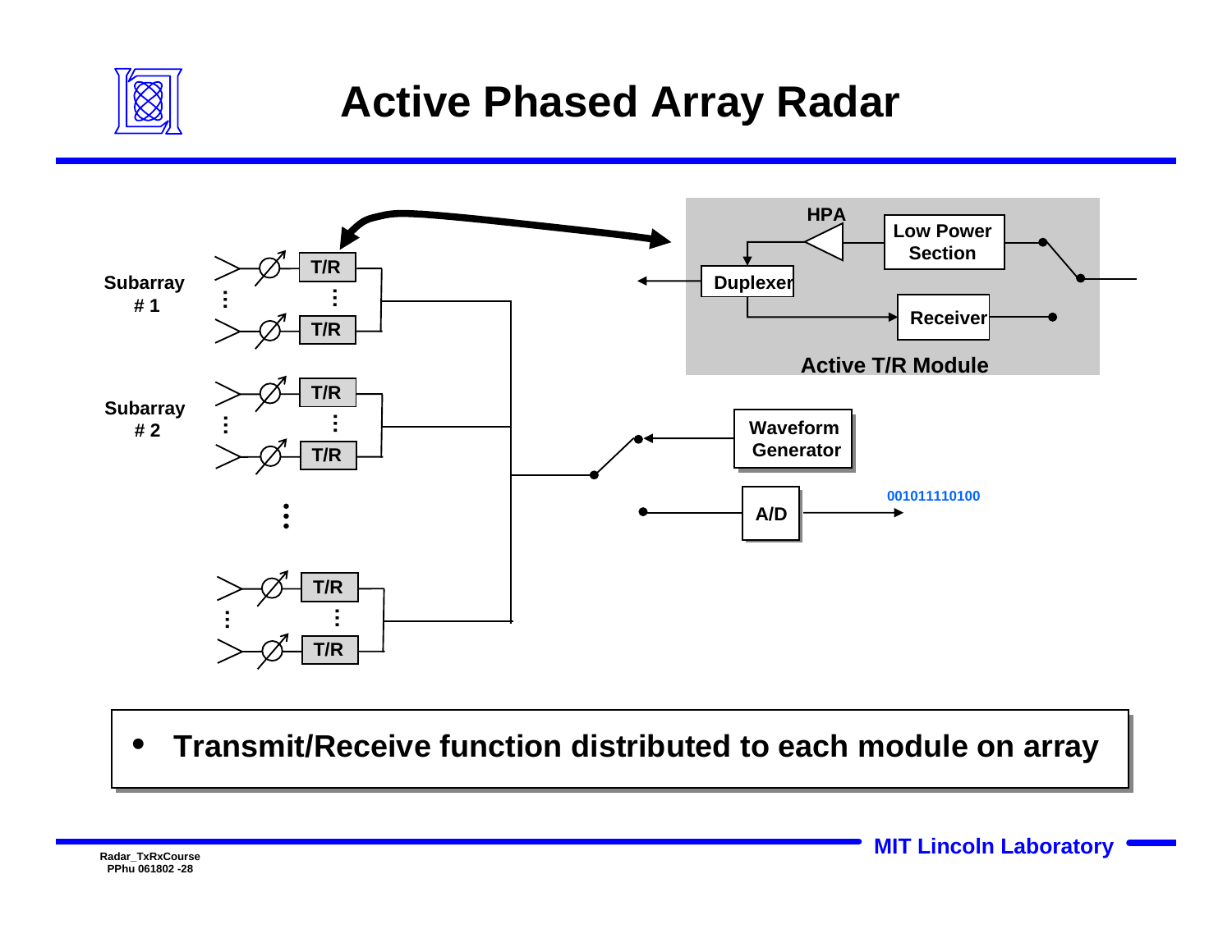# Active Phased Array Radar

Subarray # 1

T/R

T/R

Subarray # 2

T/R

T/R

T/R

T/R

HPA

Low Power Section

Duplexer

Receiver

Active T/R Module

Waveform Generator

A/D

001011110100

- **Transmit/Receive function distributed to each module on array**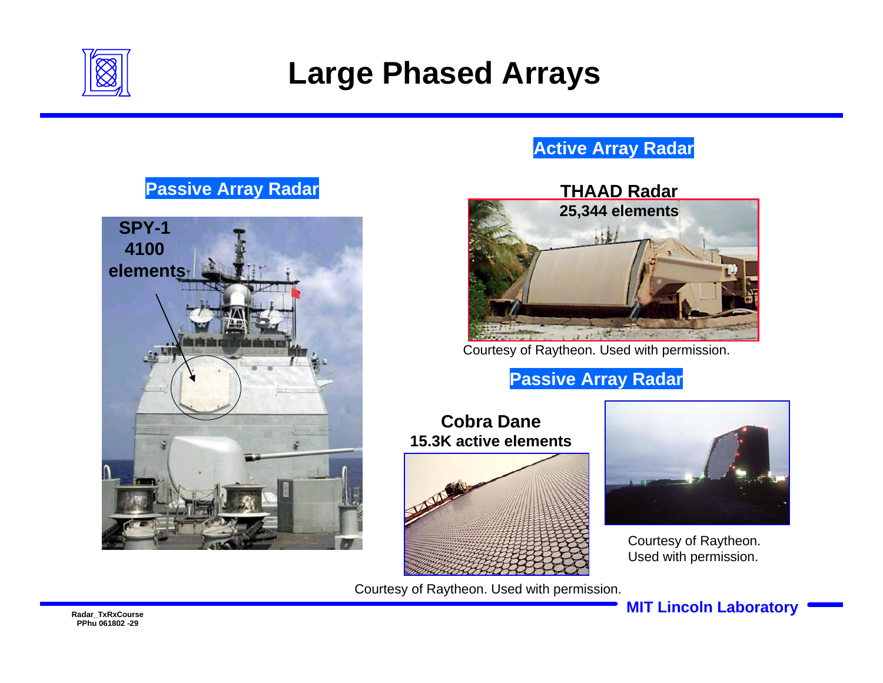# Large Phased Arrays

**Passive Array Radar**

**SPY-1**
**4100 elements**

**Active Array Radar**

**THAAD Radar**
**25,344 elements**

Courtesy of Raytheon. Used with permission.

**Passive Array Radar**

**Cobra Dane**
**15.3K active elements**

Courtesy of Raytheon. Used with permission.

Courtesy of Raytheon. Used with permission.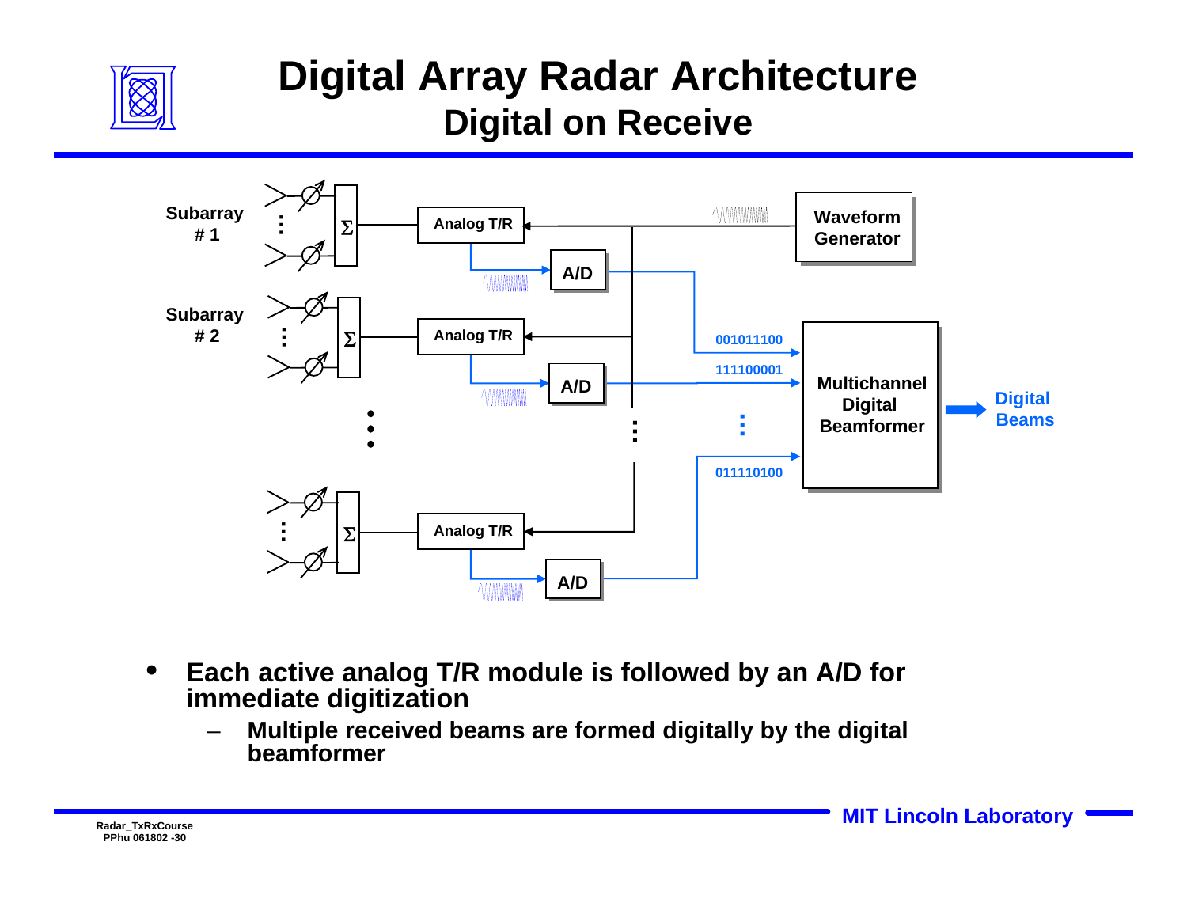# Digital Array Radar Architecture

## Digital on Receive

Subarray # 1

Subarray # 2

Analog T/R

A/D

Waveform Generator

001011100

111100001

011110100

Multichannel Digital Beamformer

Digital Beams

- **Each active analog T/R module is followed by an A/D for immediate digitization**
  - **Multiple received beams are formed digitally by the digital beamformer**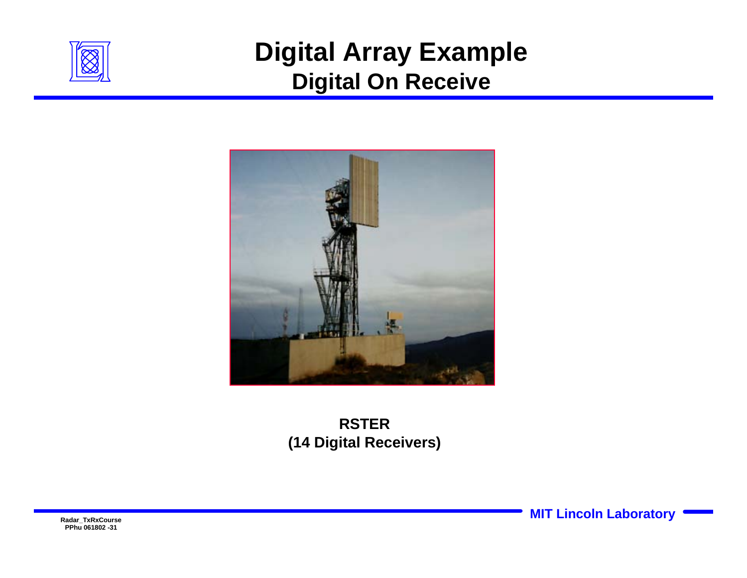# Digital Array Example

## Digital On Receive

**RSTER**
**(14 Digital Receivers)**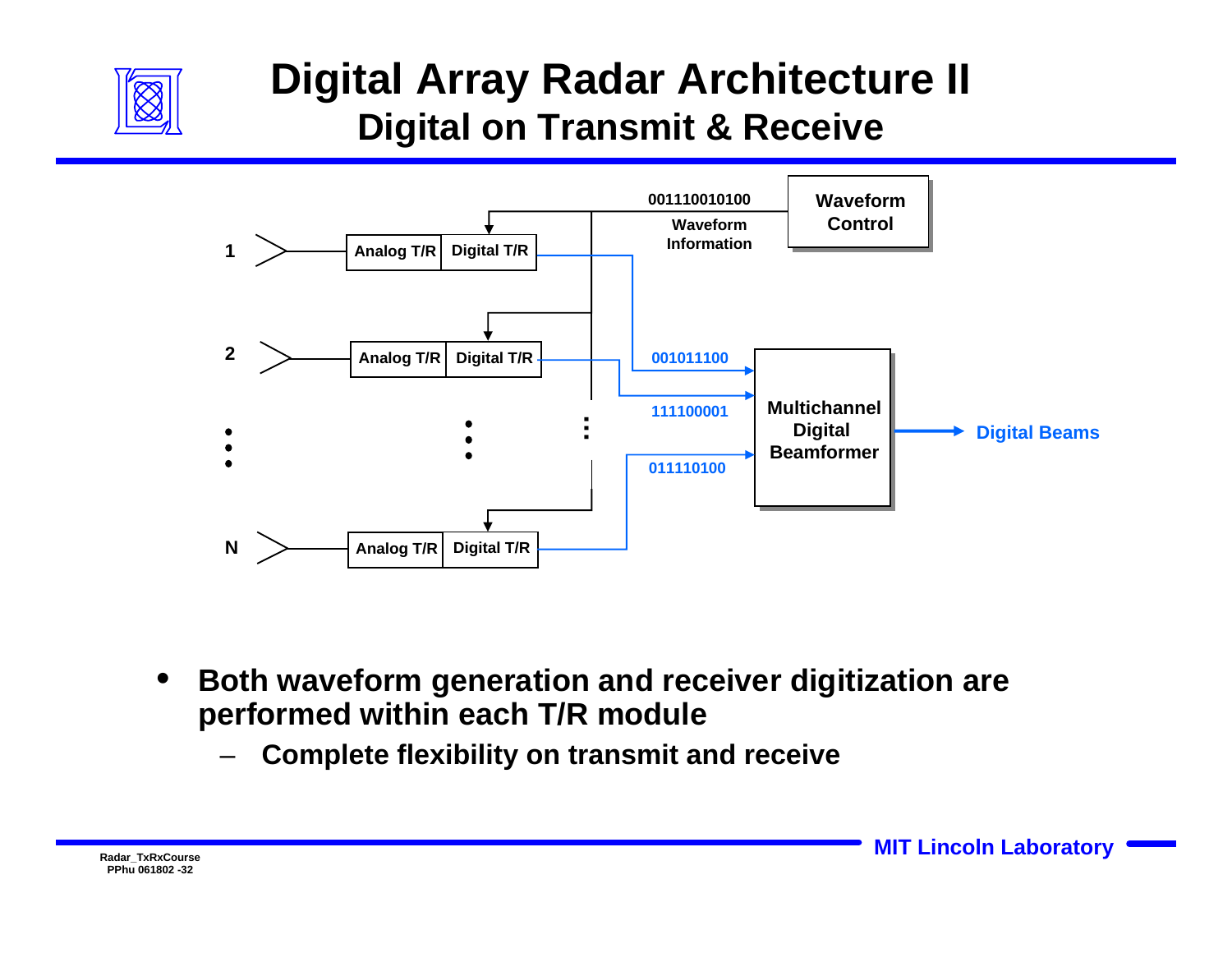# Digital Array Radar Architecture II

## Digital on Transmit & Receive

1 — Analog T/R | Digital T/R

2 — Analog T/R | Digital T/R

N — Analog T/R | Digital T/R

Waveform Control

001110010100

Waveform Information

001011100

111100001

011110100

Multichannel Digital Beamformer

Digital Beams

- **Both waveform generation and receiver digitization are performed within each T/R module**
  - **Complete flexibility on transmit and receive**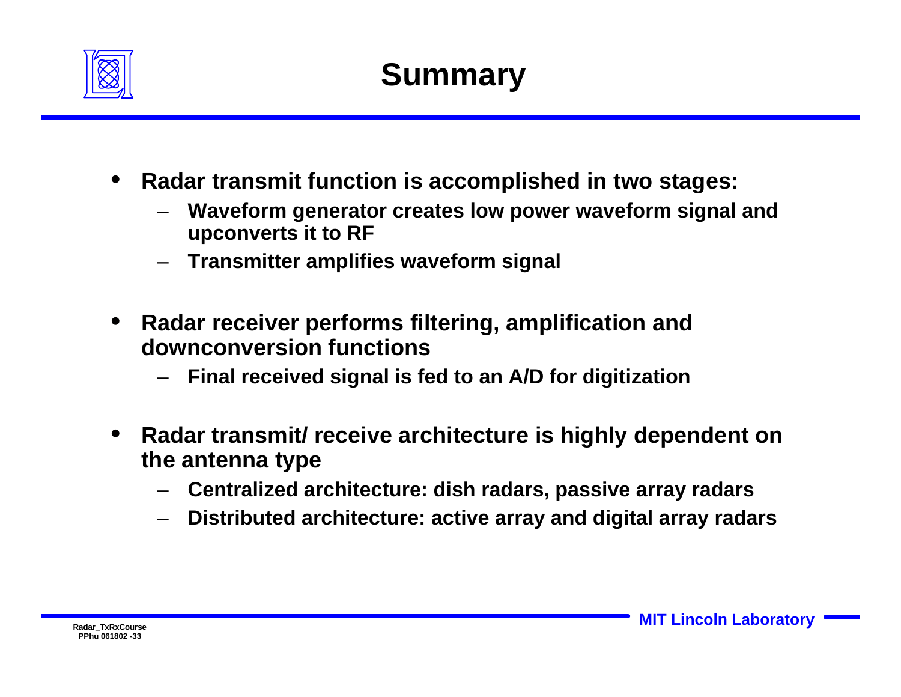# Summary

- **Radar transmit function is accomplished in two stages:**
  - **Waveform generator creates low power waveform signal and upconverts it to RF**
  - **Transmitter amplifies waveform signal**
- **Radar receiver performs filtering, amplification and downconversion functions**
  - **Final received signal is fed to an A/D for digitization**
- **Radar transmit/ receive architecture is highly dependent on the antenna type**
  - **Centralized architecture: dish radars, passive array radars**
  - **Distributed architecture: active array and digital array radars**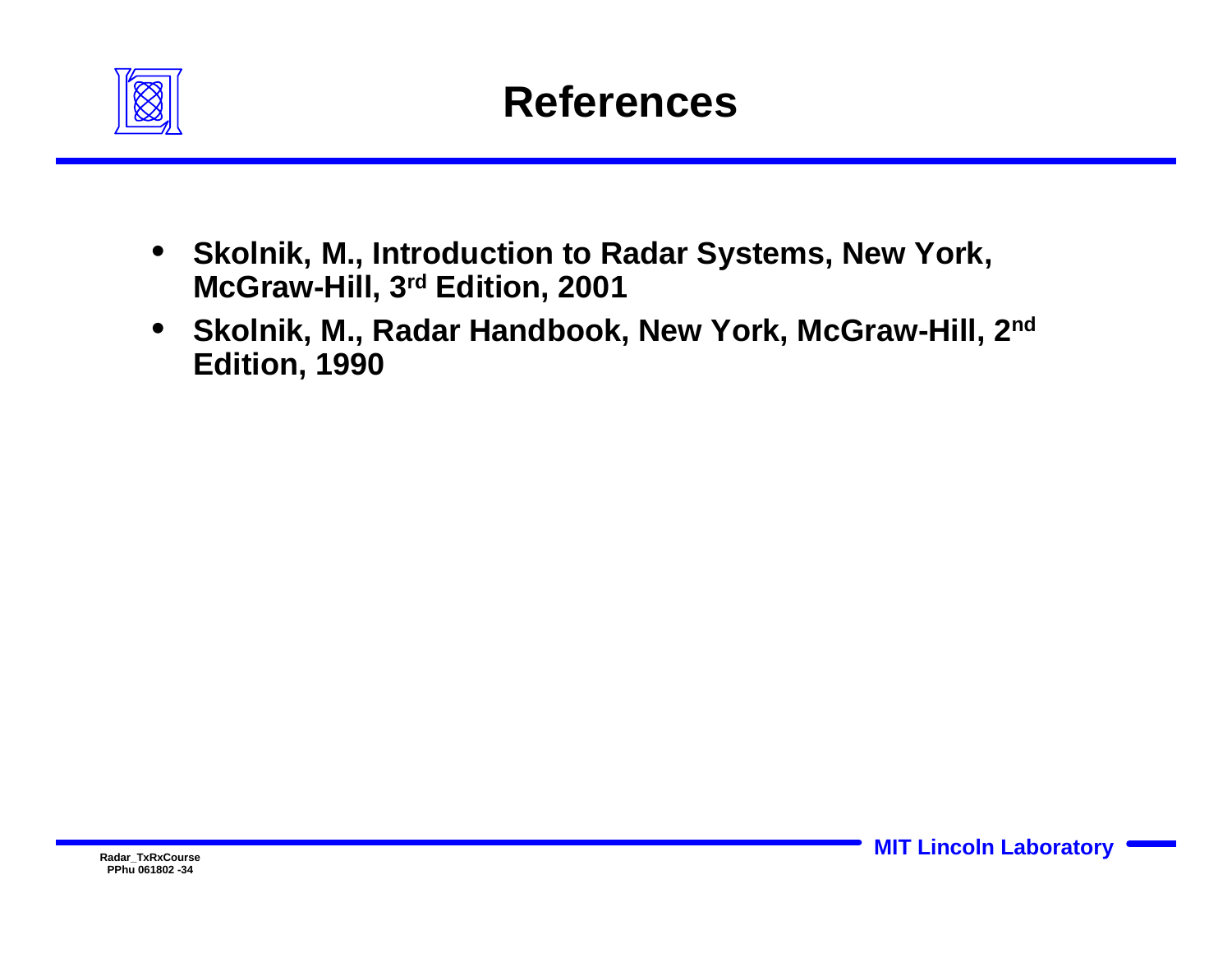# References

- **Skolnik, M., Introduction to Radar Systems, New York, McGraw-Hill, 3rd Edition, 2001**
- **Skolnik, M., Radar Handbook, New York, McGraw-Hill, 2nd Edition, 1990**